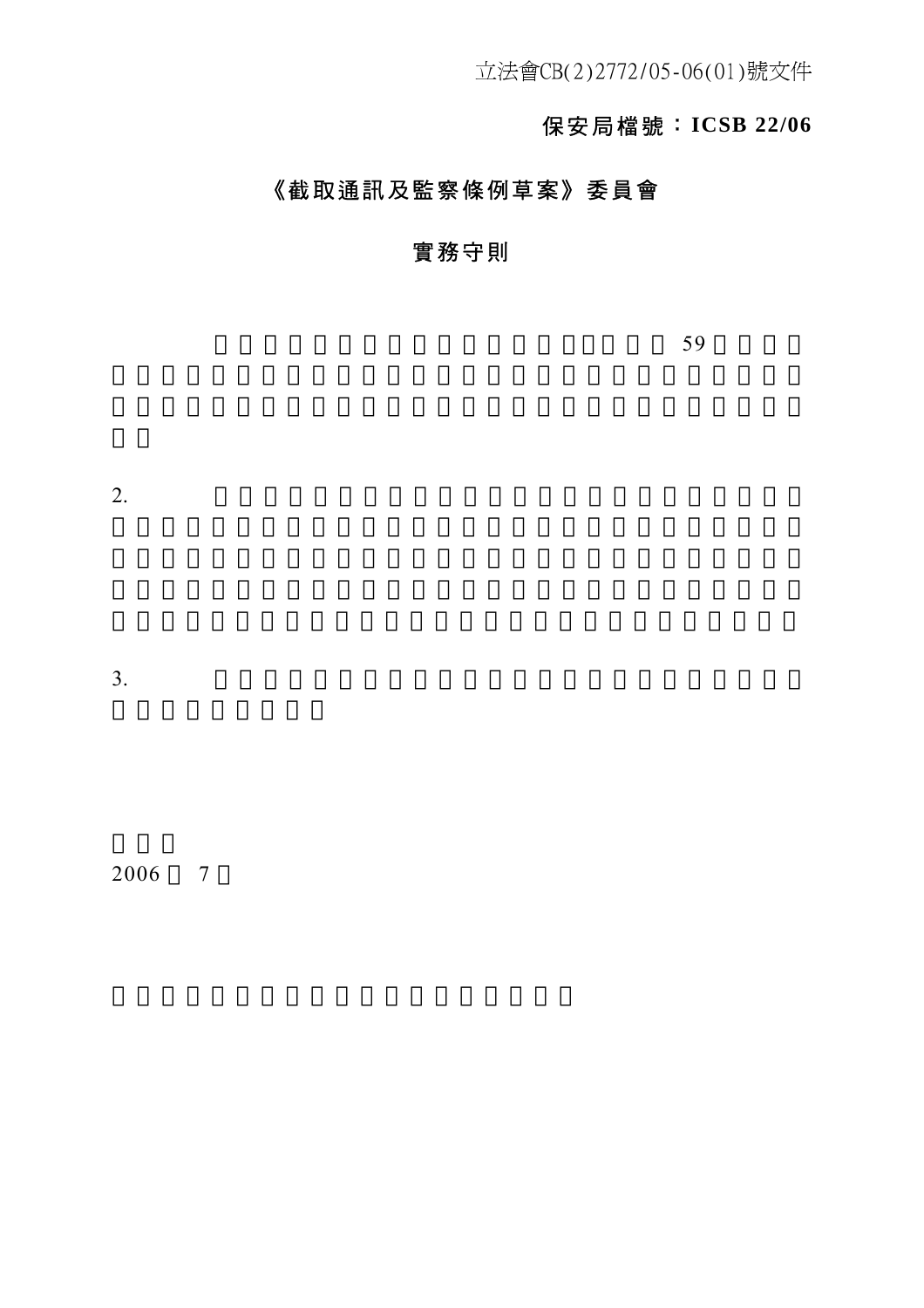立法會CB(2)2772/05-06(01)號文件

**保安局檔號：ICSB 22/06**

# 《截取通訊及監察條例草案》委員會

## 實務守則

59

2.

3.

2006 7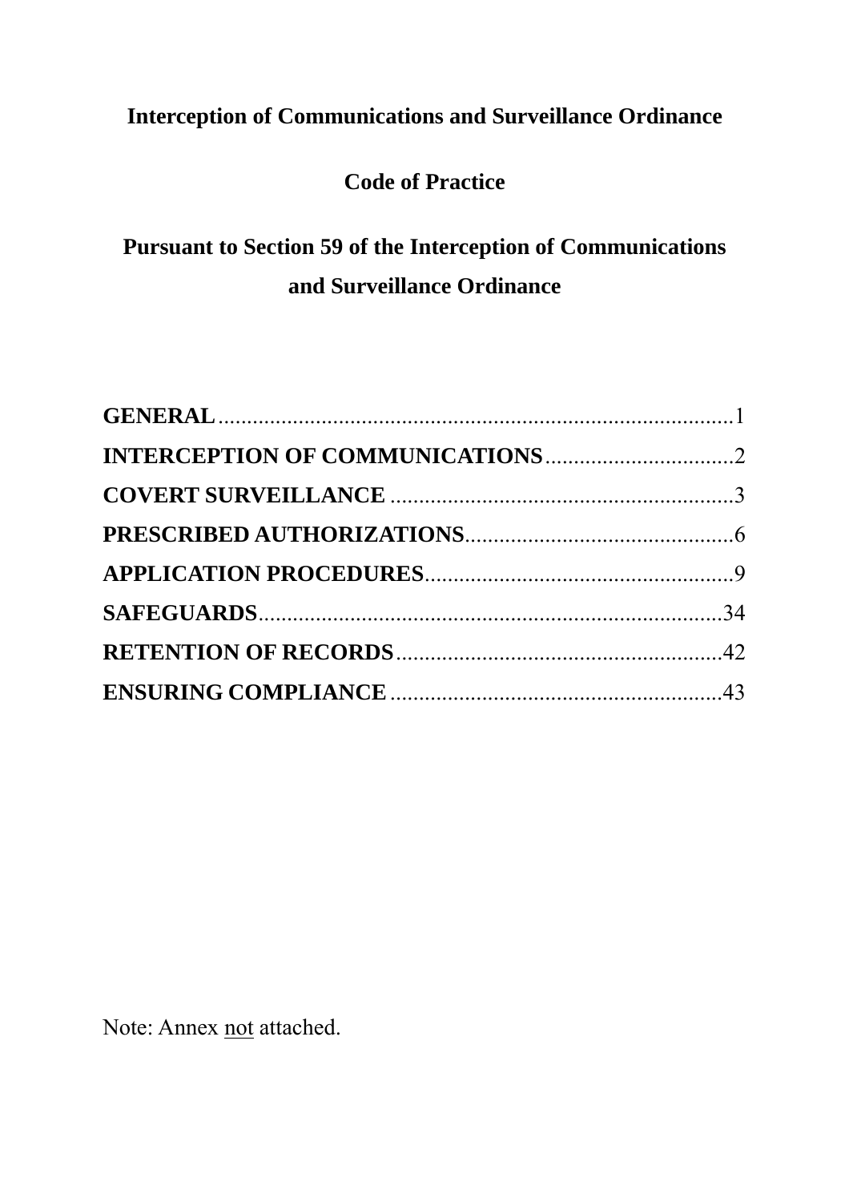# Interception of Communications and Surveillance Ordinance

## Code of Practice

## Pursuant to Section 59 of the Interception of Communications and Surveillance Ordinance

**GENERAL**.........................................................................................1
**INTERCEPTION OF COMMUNICATIONS**.................................2
**COVERT SURVEILLANCE** .............................................................3
**PRESCRIBED AUTHORIZATIONS**................................................6
**APPLICATION PROCEDURES**.......................................................9
**SAFEGUARDS**..................................................................................34
**RETENTION OF RECORDS**..........................................................42
**ENSURING COMPLIANCE** ...........................................................43

Note: Annex not attached.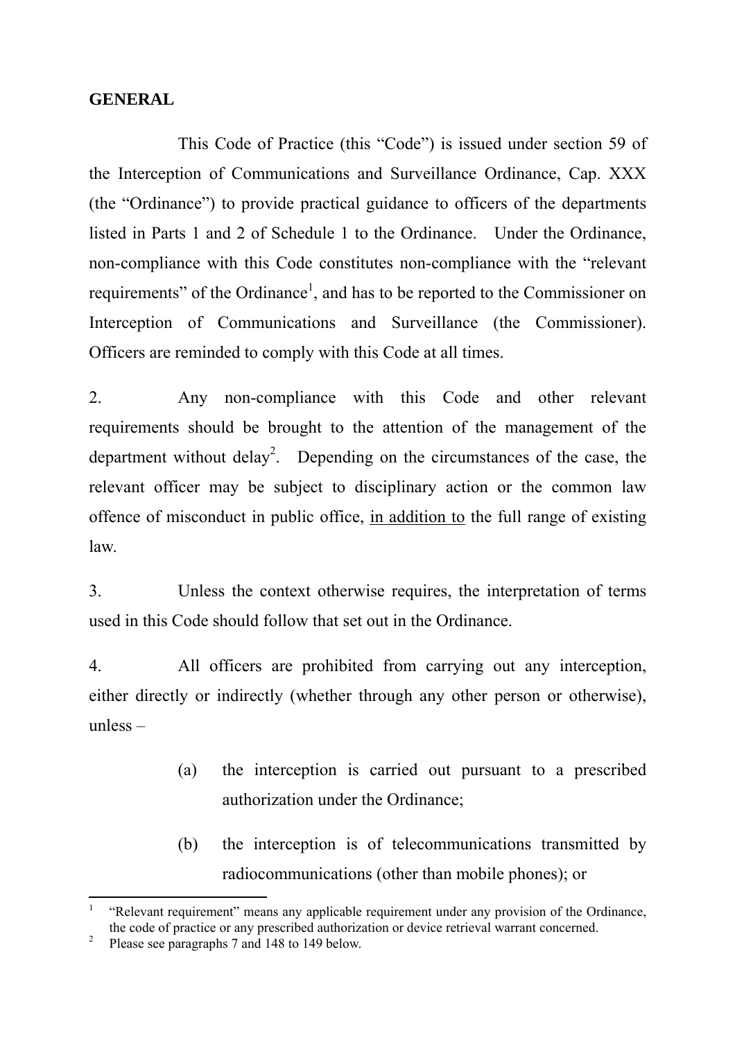## GENERAL

This Code of Practice (this "Code") is issued under section 59 of the Interception of Communications and Surveillance Ordinance, Cap. XXX (the "Ordinance") to provide practical guidance to officers of the departments listed in Parts 1 and 2 of Schedule 1 to the Ordinance. Under the Ordinance, non-compliance with this Code constitutes non-compliance with the "relevant requirements" of the Ordinance[1], and has to be reported to the Commissioner on Interception of Communications and Surveillance (the Commissioner). Officers are reminded to comply with this Code at all times.

2. Any non-compliance with this Code and other relevant requirements should be brought to the attention of the management of the department without delay[2]. Depending on the circumstances of the case, the relevant officer may be subject to disciplinary action or the common law offence of misconduct in public office, <u>in addition to</u> the full range of existing law.

3. Unless the context otherwise requires, the interpretation of terms used in this Code should follow that set out in the Ordinance.

4. All officers are prohibited from carrying out any interception, either directly or indirectly (whether through any other person or otherwise), unless –

(a) the interception is carried out pursuant to a prescribed authorization under the Ordinance;

(b) the interception is of telecommunications transmitted by radiocommunications (other than mobile phones); or

---

[1] "Relevant requirement" means any applicable requirement under any provision of the Ordinance, the code of practice or any prescribed authorization or device retrieval warrant concerned.

[2] Please see paragraphs 7 and 148 to 149 below.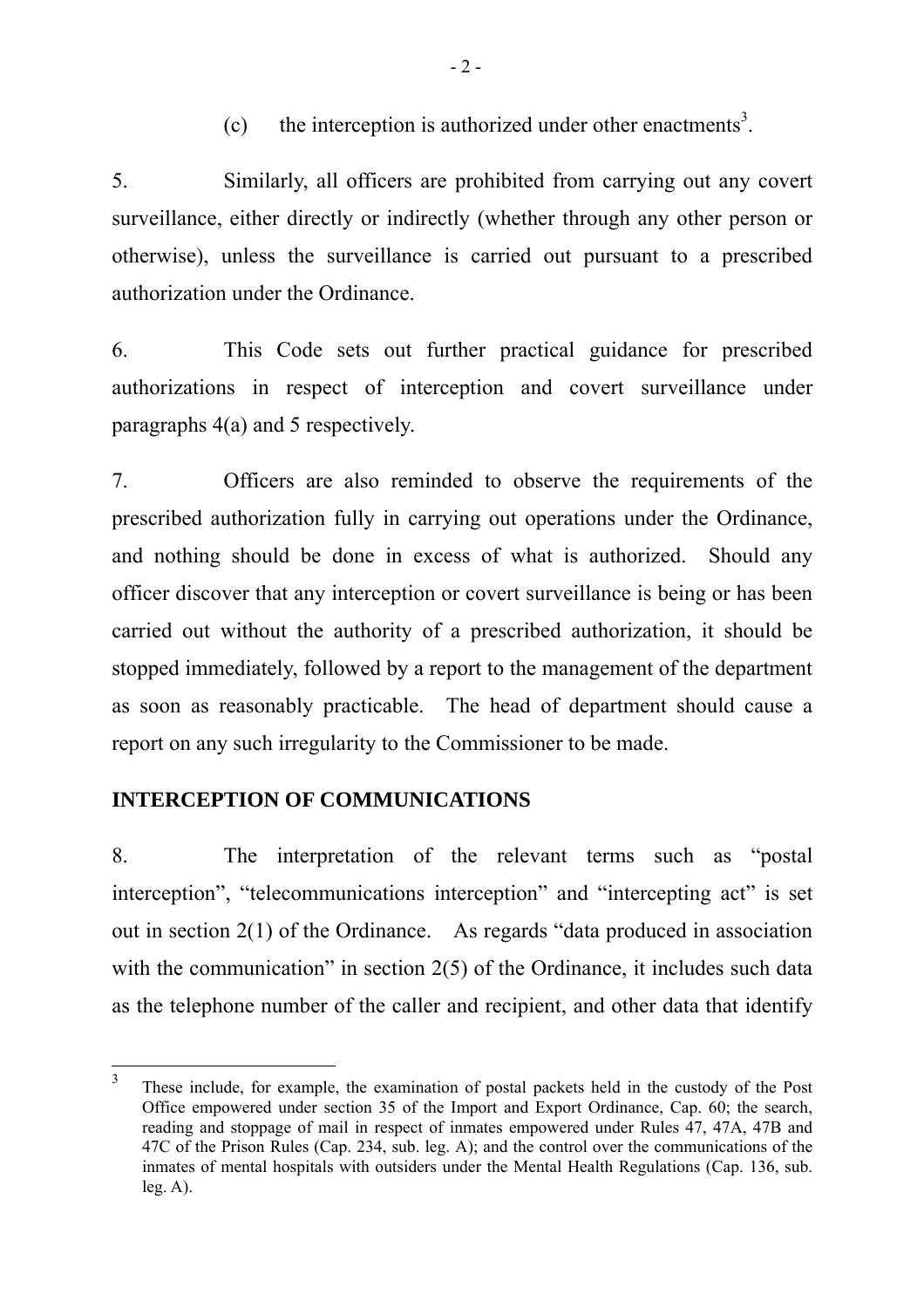(c) the interception is authorized under other enactments[3].

5. Similarly, all officers are prohibited from carrying out any covert surveillance, either directly or indirectly (whether through any other person or otherwise), unless the surveillance is carried out pursuant to a prescribed authorization under the Ordinance.

6. This Code sets out further practical guidance for prescribed authorizations in respect of interception and covert surveillance under paragraphs 4(a) and 5 respectively.

7. Officers are also reminded to observe the requirements of the prescribed authorization fully in carrying out operations under the Ordinance, and nothing should be done in excess of what is authorized. Should any officer discover that any interception or covert surveillance is being or has been carried out without the authority of a prescribed authorization, it should be stopped immediately, followed by a report to the management of the department as soon as reasonably practicable. The head of department should cause a report on any such irregularity to the Commissioner to be made.

## INTERCEPTION OF COMMUNICATIONS

8. The interpretation of the relevant terms such as "postal interception", "telecommunications interception" and "intercepting act" is set out in section 2(1) of the Ordinance. As regards "data produced in association with the communication" in section 2(5) of the Ordinance, it includes such data as the telephone number of the caller and recipient, and other data that identify

---

[3] These include, for example, the examination of postal packets held in the custody of the Post Office empowered under section 35 of the Import and Export Ordinance, Cap. 60; the search, reading and stoppage of mail in respect of inmates empowered under Rules 47, 47A, 47B and 47C of the Prison Rules (Cap. 234, sub. leg. A); and the control over the communications of the inmates of mental hospitals with outsiders under the Mental Health Regulations (Cap. 136, sub. leg. A).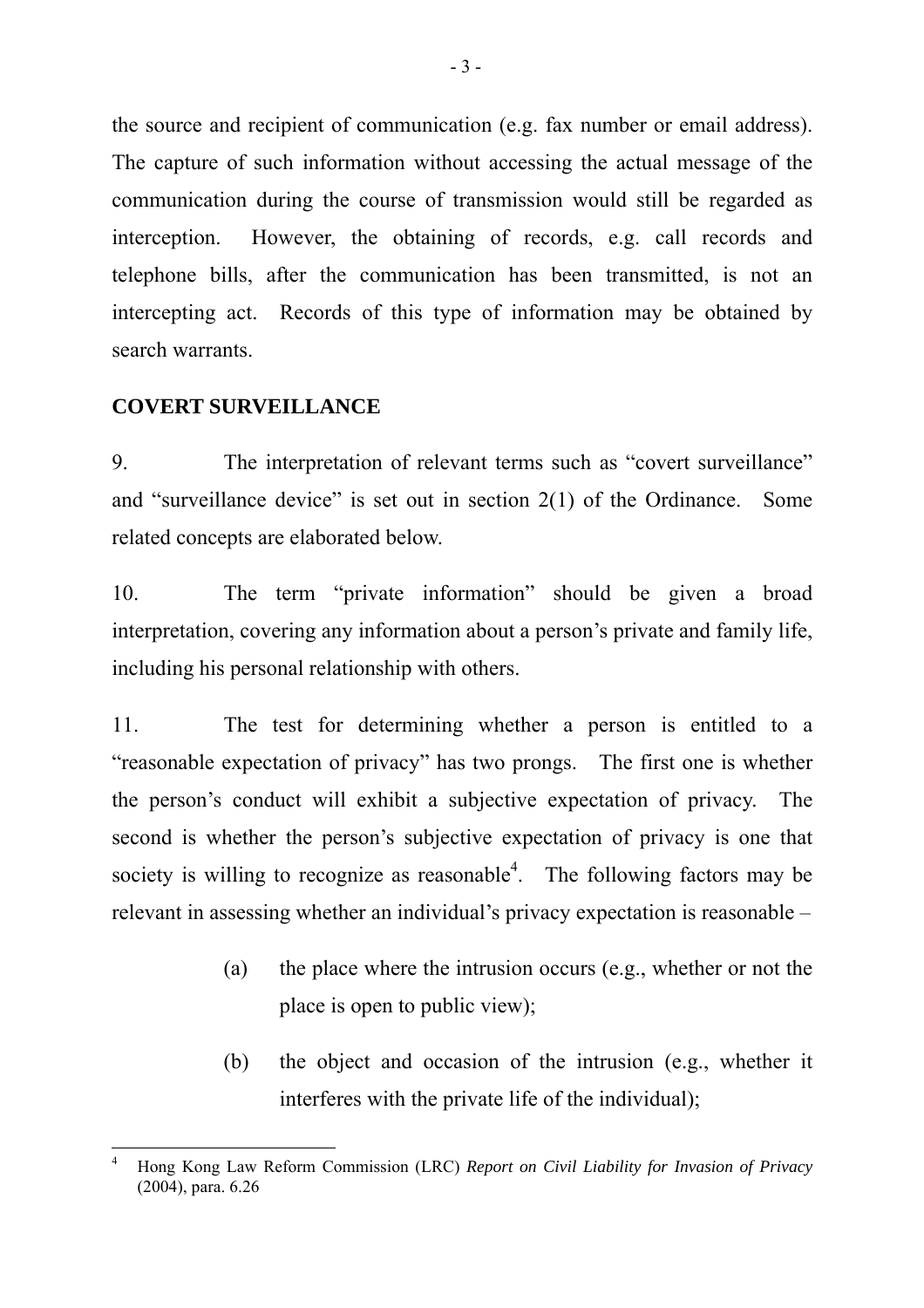the source and recipient of communication (e.g. fax number or email address). The capture of such information without accessing the actual message of the communication during the course of transmission would still be regarded as interception. However, the obtaining of records, e.g. call records and telephone bills, after the communication has been transmitted, is not an intercepting act. Records of this type of information may be obtained by search warrants.

**COVERT SURVEILLANCE**

9. The interpretation of relevant terms such as "covert surveillance" and "surveillance device" is set out in section 2(1) of the Ordinance. Some related concepts are elaborated below.

10. The term "private information" should be given a broad interpretation, covering any information about a person's private and family life, including his personal relationship with others.

11. The test for determining whether a person is entitled to a "reasonable expectation of privacy" has two prongs. The first one is whether the person's conduct will exhibit a subjective expectation of privacy. The second is whether the person's subjective expectation of privacy is one that society is willing to recognize as reasonable[4]. The following factors may be relevant in assessing whether an individual's privacy expectation is reasonable –

(a) the place where the intrusion occurs (e.g., whether or not the place is open to public view);

(b) the object and occasion of the intrusion (e.g., whether it interferes with the private life of the individual);

---

[4] Hong Kong Law Reform Commission (LRC) *Report on Civil Liability for Invasion of Privacy* (2004), para. 6.26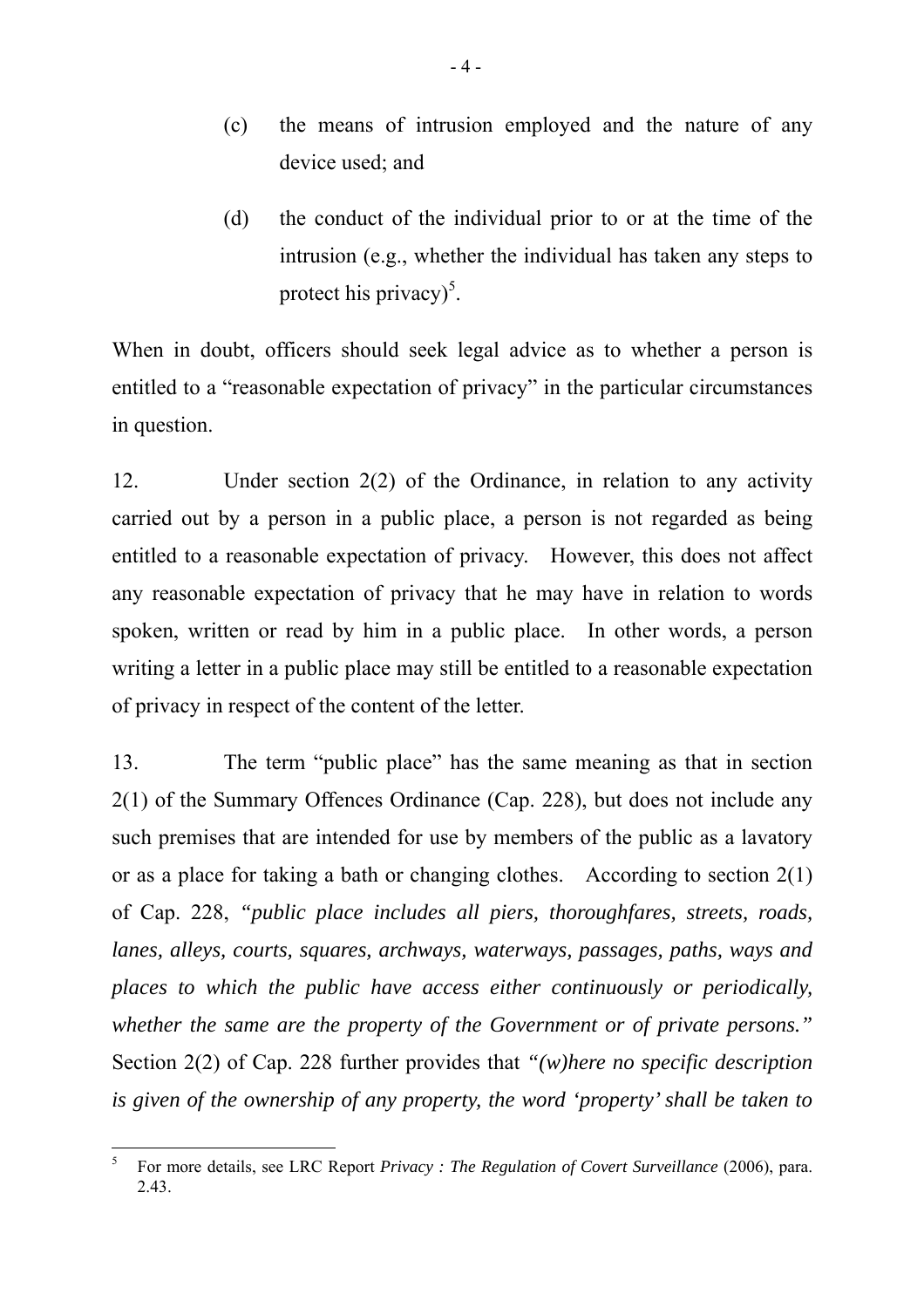(c) the means of intrusion employed and the nature of any device used; and

(d) the conduct of the individual prior to or at the time of the intrusion (e.g., whether the individual has taken any steps to protect his privacy)[5].

When in doubt, officers should seek legal advice as to whether a person is entitled to a "reasonable expectation of privacy" in the particular circumstances in question.

12. Under section 2(2) of the Ordinance, in relation to any activity carried out by a person in a public place, a person is not regarded as being entitled to a reasonable expectation of privacy. However, this does not affect any reasonable expectation of privacy that he may have in relation to words spoken, written or read by him in a public place. In other words, a person writing a letter in a public place may still be entitled to a reasonable expectation of privacy in respect of the content of the letter.

13. The term "public place" has the same meaning as that in section 2(1) of the Summary Offences Ordinance (Cap. 228), but does not include any such premises that are intended for use by members of the public as a lavatory or as a place for taking a bath or changing clothes. According to section 2(1) of Cap. 228, *"public place includes all piers, thoroughfares, streets, roads, lanes, alleys, courts, squares, archways, waterways, passages, paths, ways and places to which the public have access either continuously or periodically, whether the same are the property of the Government or of private persons."* Section 2(2) of Cap. 228 further provides that *"(w)here no specific description is given of the ownership of any property, the word 'property' shall be taken to*

---

[5] For more details, see LRC Report *Privacy : The Regulation of Covert Surveillance* (2006), para. 2.43.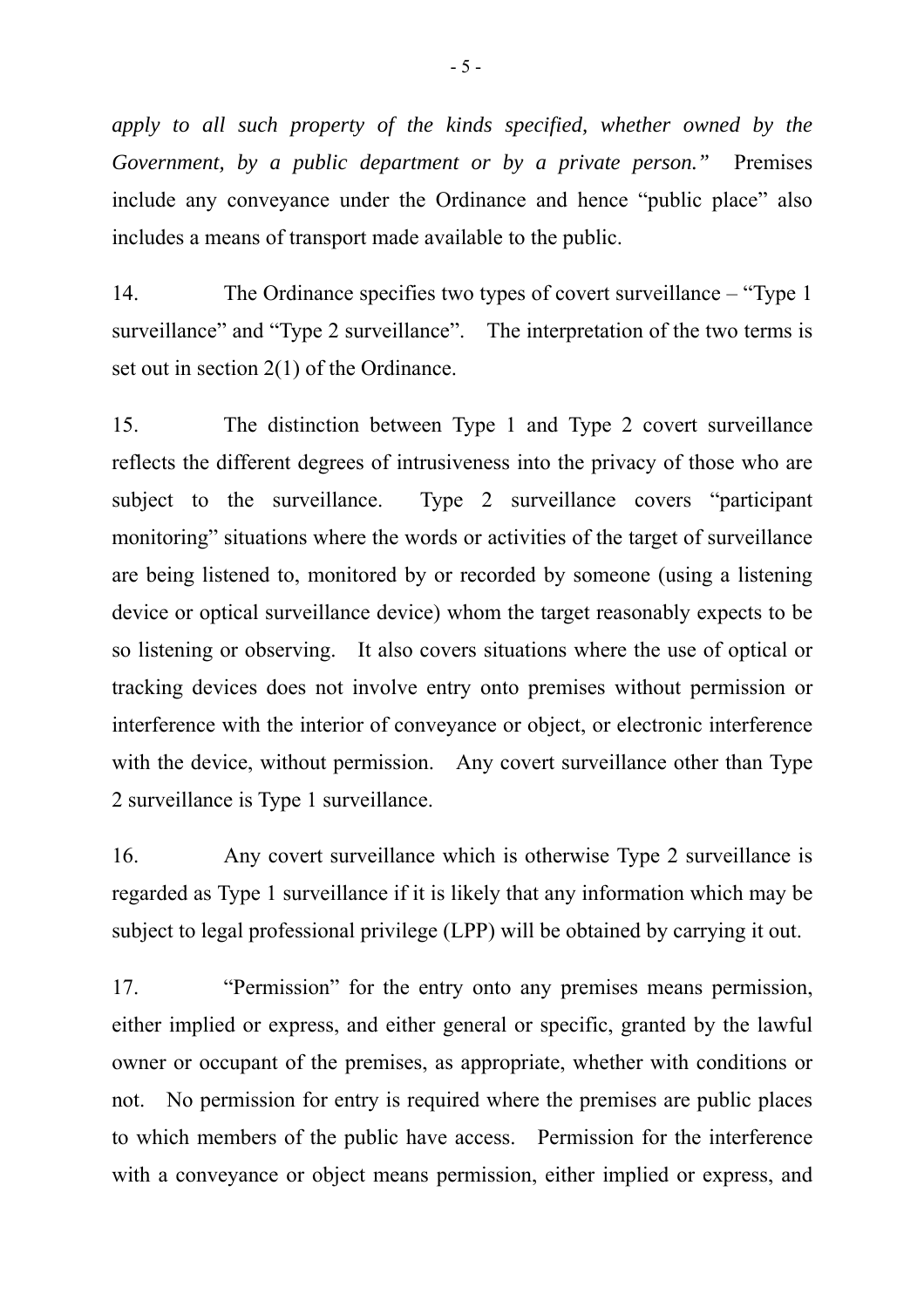*apply to all such property of the kinds specified, whether owned by the Government, by a public department or by a private person."* Premises include any conveyance under the Ordinance and hence "public place" also includes a means of transport made available to the public.

14. The Ordinance specifies two types of covert surveillance – "Type 1 surveillance" and "Type 2 surveillance". The interpretation of the two terms is set out in section 2(1) of the Ordinance.

15. The distinction between Type 1 and Type 2 covert surveillance reflects the different degrees of intrusiveness into the privacy of those who are subject to the surveillance. Type 2 surveillance covers "participant monitoring" situations where the words or activities of the target of surveillance are being listened to, monitored by or recorded by someone (using a listening device or optical surveillance device) whom the target reasonably expects to be so listening or observing. It also covers situations where the use of optical or tracking devices does not involve entry onto premises without permission or interference with the interior of conveyance or object, or electronic interference with the device, without permission. Any covert surveillance other than Type 2 surveillance is Type 1 surveillance.

16. Any covert surveillance which is otherwise Type 2 surveillance is regarded as Type 1 surveillance if it is likely that any information which may be subject to legal professional privilege (LPP) will be obtained by carrying it out.

17. "Permission" for the entry onto any premises means permission, either implied or express, and either general or specific, granted by the lawful owner or occupant of the premises, as appropriate, whether with conditions or not. No permission for entry is required where the premises are public places to which members of the public have access. Permission for the interference with a conveyance or object means permission, either implied or express, and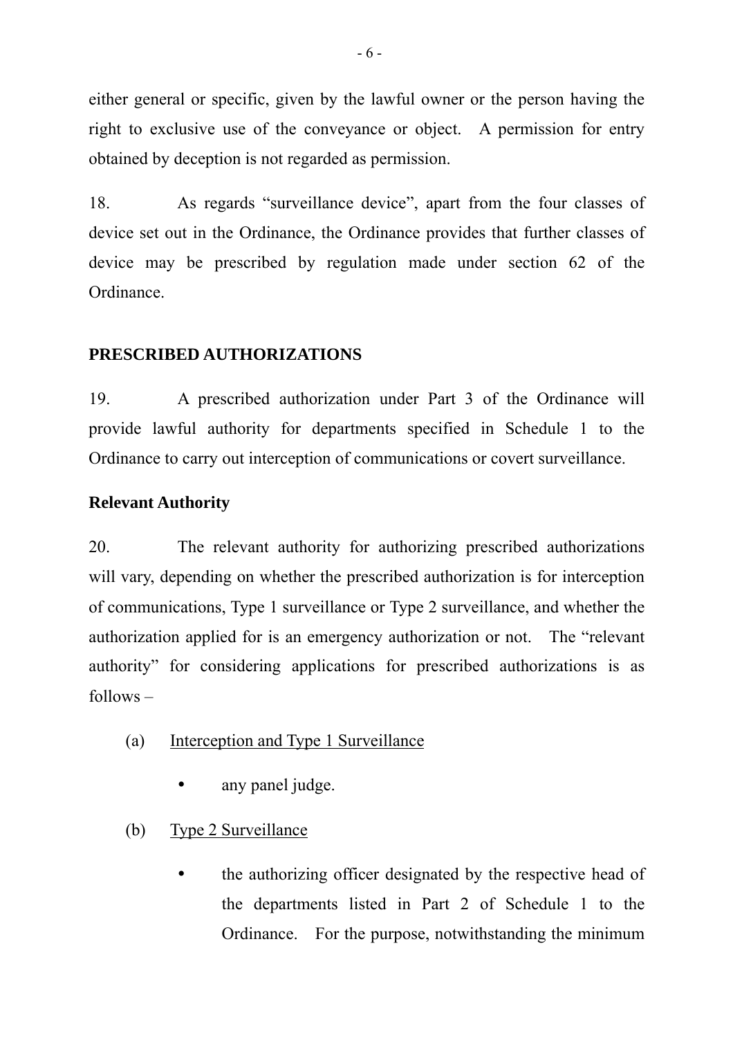either general or specific, given by the lawful owner or the person having the right to exclusive use of the conveyance or object. A permission for entry obtained by deception is not regarded as permission.

18. As regards "surveillance device", apart from the four classes of device set out in the Ordinance, the Ordinance provides that further classes of device may be prescribed by regulation made under section 62 of the Ordinance.

## PRESCRIBED AUTHORIZATIONS

19. A prescribed authorization under Part 3 of the Ordinance will provide lawful authority for departments specified in Schedule 1 to the Ordinance to carry out interception of communications or covert surveillance.

### Relevant Authority

20. The relevant authority for authorizing prescribed authorizations will vary, depending on whether the prescribed authorization is for interception of communications, Type 1 surveillance or Type 2 surveillance, and whether the authorization applied for is an emergency authorization or not. The "relevant authority" for considering applications for prescribed authorizations is as follows –

(a) <u>Interception and Type 1 Surveillance</u>

- any panel judge.

(b) <u>Type 2 Surveillance</u>

- the authorizing officer designated by the respective head of the departments listed in Part 2 of Schedule 1 to the Ordinance. For the purpose, notwithstanding the minimum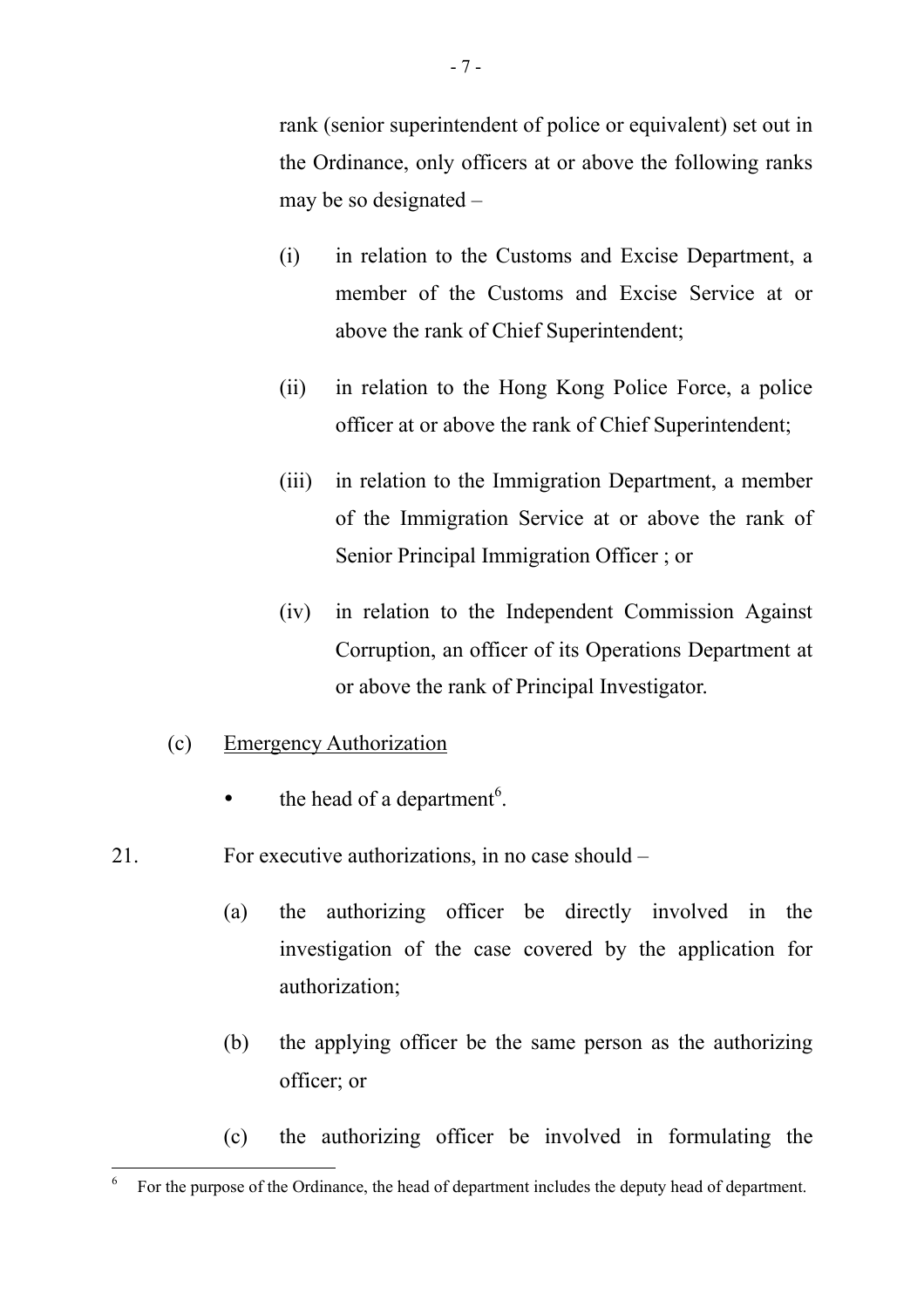rank (senior superintendent of police or equivalent) set out in the Ordinance, only officers at or above the following ranks may be so designated –

(i) in relation to the Customs and Excise Department, a member of the Customs and Excise Service at or above the rank of Chief Superintendent;

(ii) in relation to the Hong Kong Police Force, a police officer at or above the rank of Chief Superintendent;

(iii) in relation to the Immigration Department, a member of the Immigration Service at or above the rank of Senior Principal Immigration Officer ; or

(iv) in relation to the Independent Commission Against Corruption, an officer of its Operations Department at or above the rank of Principal Investigator.

(c) <u>Emergency Authorization</u>

- the head of a department[6].

21. For executive authorizations, in no case should –

(a) the authorizing officer be directly involved in the investigation of the case covered by the application for authorization;

(b) the applying officer be the same person as the authorizing officer; or

(c) the authorizing officer be involved in formulating the

---

6 For the purpose of the Ordinance, the head of department includes the deputy head of department.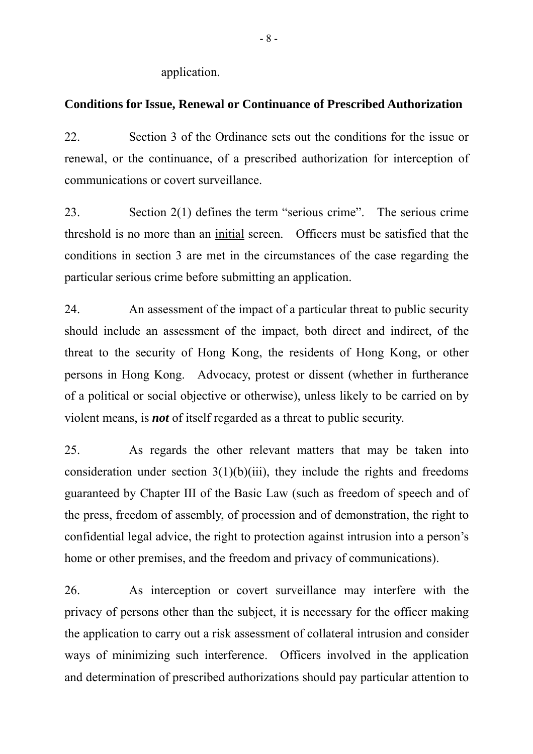application.

**Conditions for Issue, Renewal or Continuance of Prescribed Authorization**

22. Section 3 of the Ordinance sets out the conditions for the issue or renewal, or the continuance, of a prescribed authorization for interception of communications or covert surveillance.

23. Section 2(1) defines the term "serious crime". The serious crime threshold is no more than an <u>initial</u> screen. Officers must be satisfied that the conditions in section 3 are met in the circumstances of the case regarding the particular serious crime before submitting an application.

24. An assessment of the impact of a particular threat to public security should include an assessment of the impact, both direct and indirect, of the threat to the security of Hong Kong, the residents of Hong Kong, or other persons in Hong Kong. Advocacy, protest or dissent (whether in furtherance of a political or social objective or otherwise), unless likely to be carried on by violent means, is ***not*** of itself regarded as a threat to public security.

25. As regards the other relevant matters that may be taken into consideration under section 3(1)(b)(iii), they include the rights and freedoms guaranteed by Chapter III of the Basic Law (such as freedom of speech and of the press, freedom of assembly, of procession and of demonstration, the right to confidential legal advice, the right to protection against intrusion into a person's home or other premises, and the freedom and privacy of communications).

26. As interception or covert surveillance may interfere with the privacy of persons other than the subject, it is necessary for the officer making the application to carry out a risk assessment of collateral intrusion and consider ways of minimizing such interference. Officers involved in the application and determination of prescribed authorizations should pay particular attention to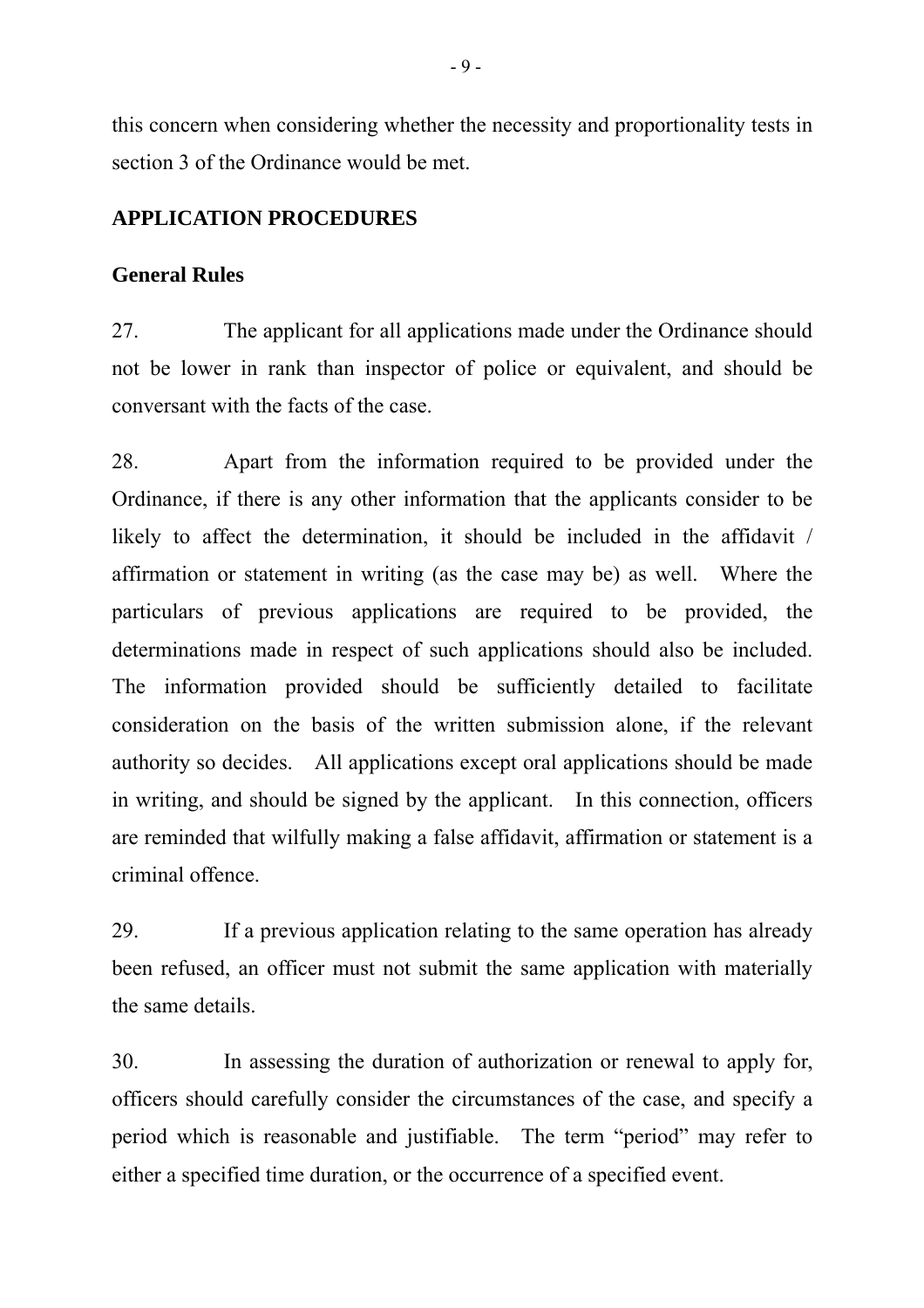this concern when considering whether the necessity and proportionality tests in section 3 of the Ordinance would be met.

## APPLICATION PROCEDURES

### General Rules

27. The applicant for all applications made under the Ordinance should not be lower in rank than inspector of police or equivalent, and should be conversant with the facts of the case.

28. Apart from the information required to be provided under the Ordinance, if there is any other information that the applicants consider to be likely to affect the determination, it should be included in the affidavit / affirmation or statement in writing (as the case may be) as well. Where the particulars of previous applications are required to be provided, the determinations made in respect of such applications should also be included. The information provided should be sufficiently detailed to facilitate consideration on the basis of the written submission alone, if the relevant authority so decides. All applications except oral applications should be made in writing, and should be signed by the applicant. In this connection, officers are reminded that wilfully making a false affidavit, affirmation or statement is a criminal offence.

29. If a previous application relating to the same operation has already been refused, an officer must not submit the same application with materially the same details.

30. In assessing the duration of authorization or renewal to apply for, officers should carefully consider the circumstances of the case, and specify a period which is reasonable and justifiable. The term "period" may refer to either a specified time duration, or the occurrence of a specified event.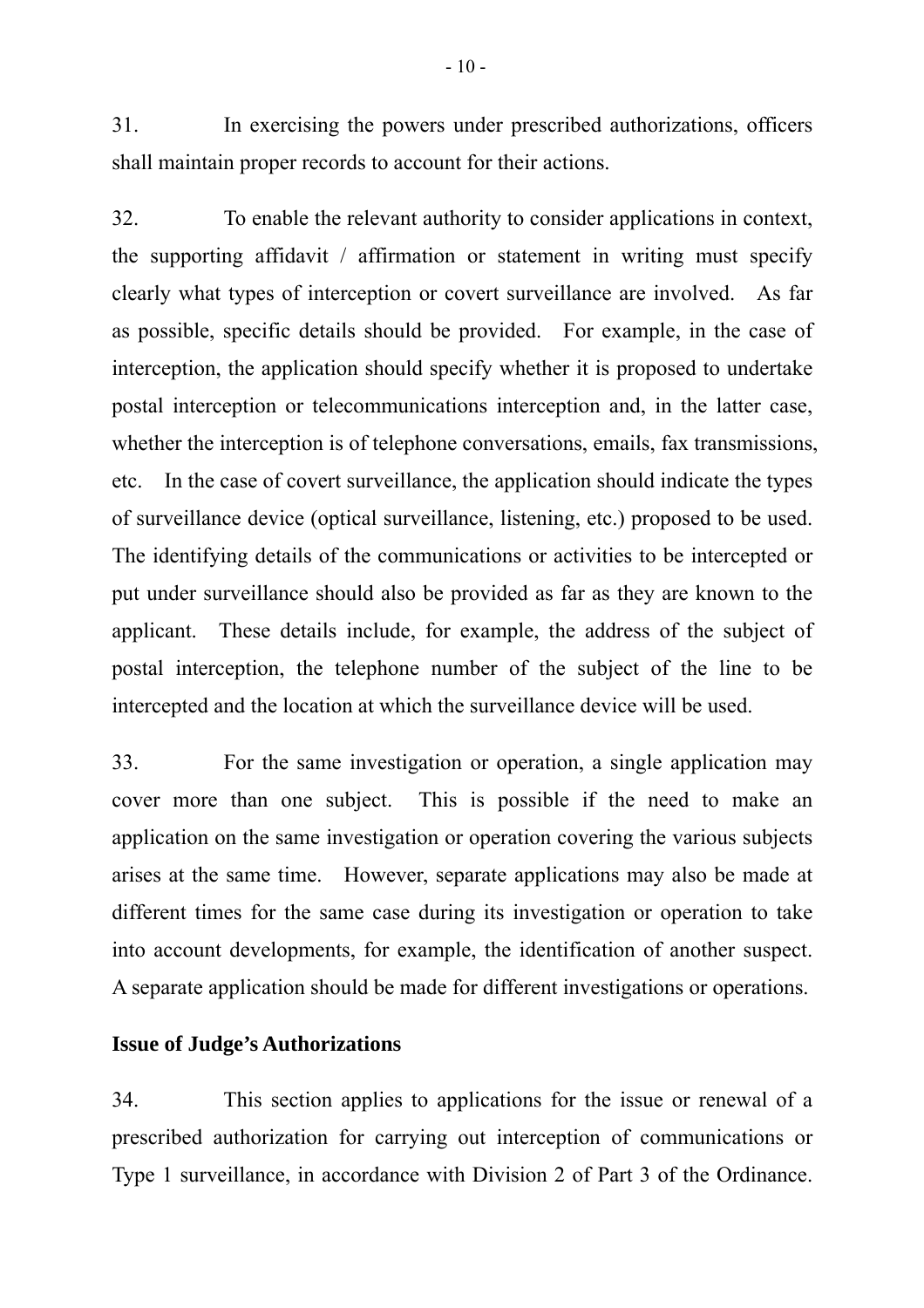31. In exercising the powers under prescribed authorizations, officers shall maintain proper records to account for their actions.

32. To enable the relevant authority to consider applications in context, the supporting affidavit / affirmation or statement in writing must specify clearly what types of interception or covert surveillance are involved. As far as possible, specific details should be provided. For example, in the case of interception, the application should specify whether it is proposed to undertake postal interception or telecommunications interception and, in the latter case, whether the interception is of telephone conversations, emails, fax transmissions, etc. In the case of covert surveillance, the application should indicate the types of surveillance device (optical surveillance, listening, etc.) proposed to be used. The identifying details of the communications or activities to be intercepted or put under surveillance should also be provided as far as they are known to the applicant. These details include, for example, the address of the subject of postal interception, the telephone number of the subject of the line to be intercepted and the location at which the surveillance device will be used.

33. For the same investigation or operation, a single application may cover more than one subject. This is possible if the need to make an application on the same investigation or operation covering the various subjects arises at the same time. However, separate applications may also be made at different times for the same case during its investigation or operation to take into account developments, for example, the identification of another suspect. A separate application should be made for different investigations or operations.

**Issue of Judge's Authorizations**

34. This section applies to applications for the issue or renewal of a prescribed authorization for carrying out interception of communications or Type 1 surveillance, in accordance with Division 2 of Part 3 of the Ordinance.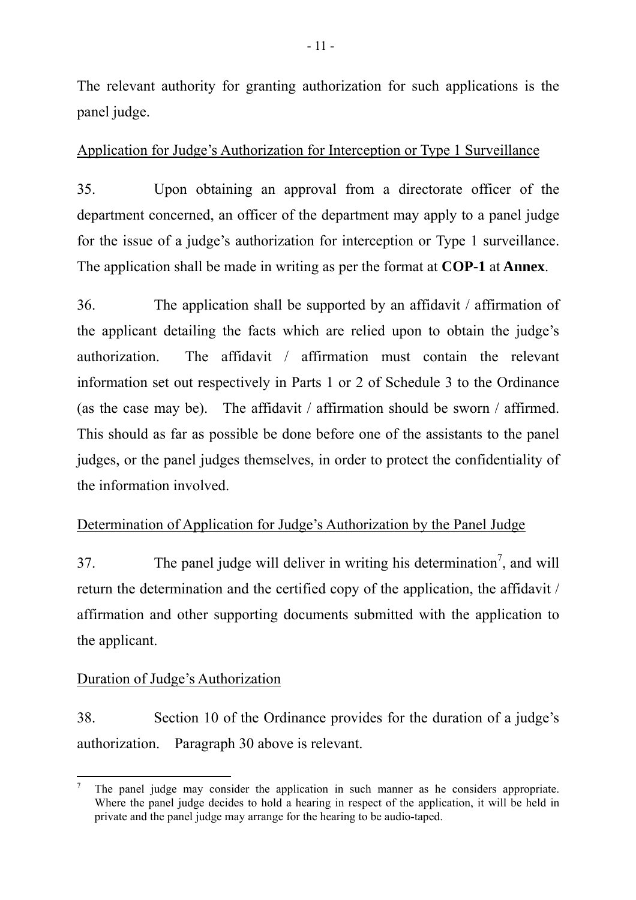The relevant authority for granting authorization for such applications is the panel judge.

Application for Judge's Authorization for Interception or Type 1 Surveillance

35. Upon obtaining an approval from a directorate officer of the department concerned, an officer of the department may apply to a panel judge for the issue of a judge's authorization for interception or Type 1 surveillance. The application shall be made in writing as per the format at **COP-1** at **Annex**.

36. The application shall be supported by an affidavit / affirmation of the applicant detailing the facts which are relied upon to obtain the judge's authorization. The affidavit / affirmation must contain the relevant information set out respectively in Parts 1 or 2 of Schedule 3 to the Ordinance (as the case may be). The affidavit / affirmation should be sworn / affirmed. This should as far as possible be done before one of the assistants to the panel judges, or the panel judges themselves, in order to protect the confidentiality of the information involved.

Determination of Application for Judge's Authorization by the Panel Judge

37. The panel judge will deliver in writing his determination[7], and will return the determination and the certified copy of the application, the affidavit / affirmation and other supporting documents submitted with the application to the applicant.

Duration of Judge's Authorization

38. Section 10 of the Ordinance provides for the duration of a judge's authorization. Paragraph 30 above is relevant.

---

[7] The panel judge may consider the application in such manner as he considers appropriate. Where the panel judge decides to hold a hearing in respect of the application, it will be held in private and the panel judge may arrange for the hearing to be audio-taped.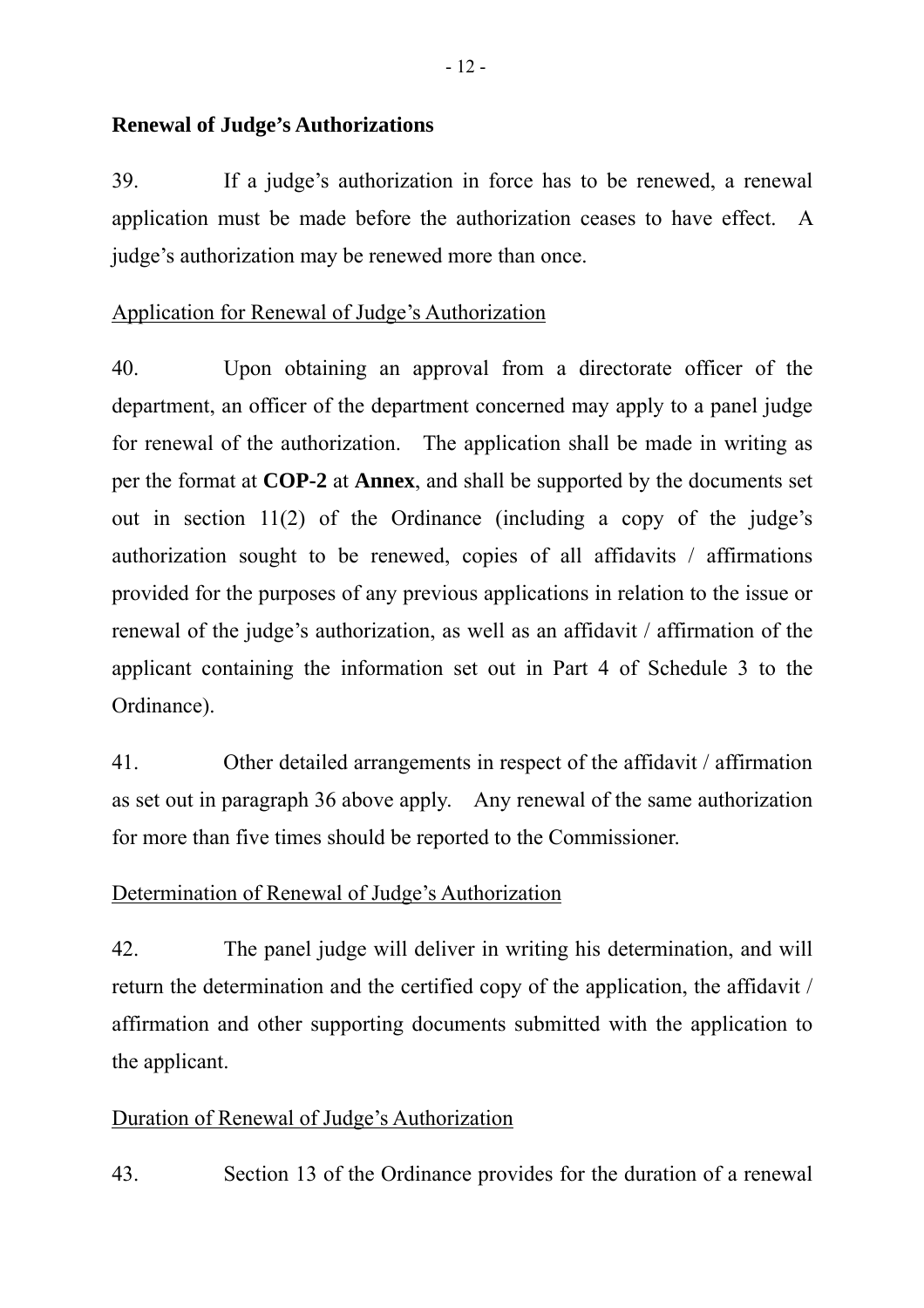**Renewal of Judge's Authorizations**

39. If a judge's authorization in force has to be renewed, a renewal application must be made before the authorization ceases to have effect. A judge's authorization may be renewed more than once.

Application for Renewal of Judge's Authorization

40. Upon obtaining an approval from a directorate officer of the department, an officer of the department concerned may apply to a panel judge for renewal of the authorization. The application shall be made in writing as per the format at **COP-2** at **Annex**, and shall be supported by the documents set out in section 11(2) of the Ordinance (including a copy of the judge's authorization sought to be renewed, copies of all affidavits / affirmations provided for the purposes of any previous applications in relation to the issue or renewal of the judge's authorization, as well as an affidavit / affirmation of the applicant containing the information set out in Part 4 of Schedule 3 to the Ordinance).

41. Other detailed arrangements in respect of the affidavit / affirmation as set out in paragraph 36 above apply. Any renewal of the same authorization for more than five times should be reported to the Commissioner.

Determination of Renewal of Judge's Authorization

42. The panel judge will deliver in writing his determination, and will return the determination and the certified copy of the application, the affidavit / affirmation and other supporting documents submitted with the application to the applicant.

Duration of Renewal of Judge's Authorization

43. Section 13 of the Ordinance provides for the duration of a renewal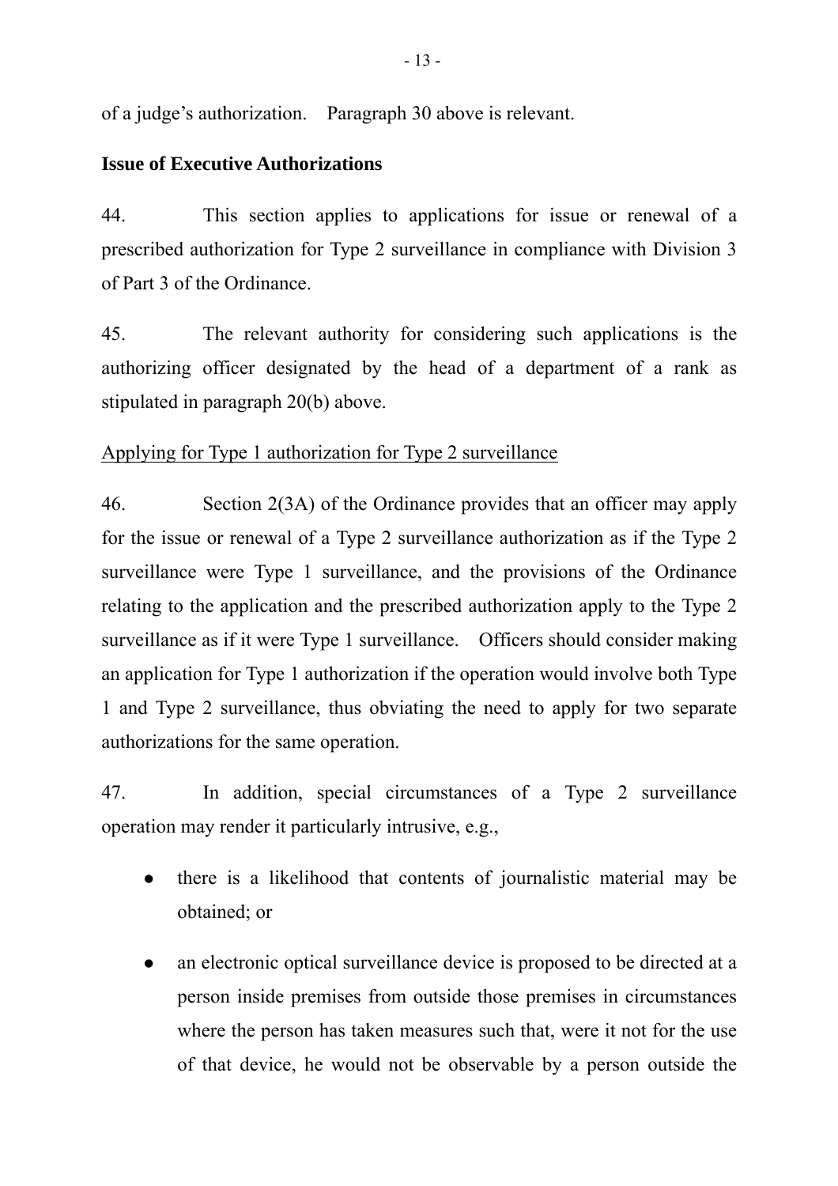of a judge's authorization. Paragraph 30 above is relevant.

**Issue of Executive Authorizations**

44. This section applies to applications for issue or renewal of a prescribed authorization for Type 2 surveillance in compliance with Division 3 of Part 3 of the Ordinance.

45. The relevant authority for considering such applications is the authorizing officer designated by the head of a department of a rank as stipulated in paragraph 20(b) above.

<u>Applying for Type 1 authorization for Type 2 surveillance</u>

46. Section 2(3A) of the Ordinance provides that an officer may apply for the issue or renewal of a Type 2 surveillance authorization as if the Type 2 surveillance were Type 1 surveillance, and the provisions of the Ordinance relating to the application and the prescribed authorization apply to the Type 2 surveillance as if it were Type 1 surveillance. Officers should consider making an application for Type 1 authorization if the operation would involve both Type 1 and Type 2 surveillance, thus obviating the need to apply for two separate authorizations for the same operation.

47. In addition, special circumstances of a Type 2 surveillance operation may render it particularly intrusive, e.g.,

- there is a likelihood that contents of journalistic material may be obtained; or
- an electronic optical surveillance device is proposed to be directed at a person inside premises from outside those premises in circumstances where the person has taken measures such that, were it not for the use of that device, he would not be observable by a person outside the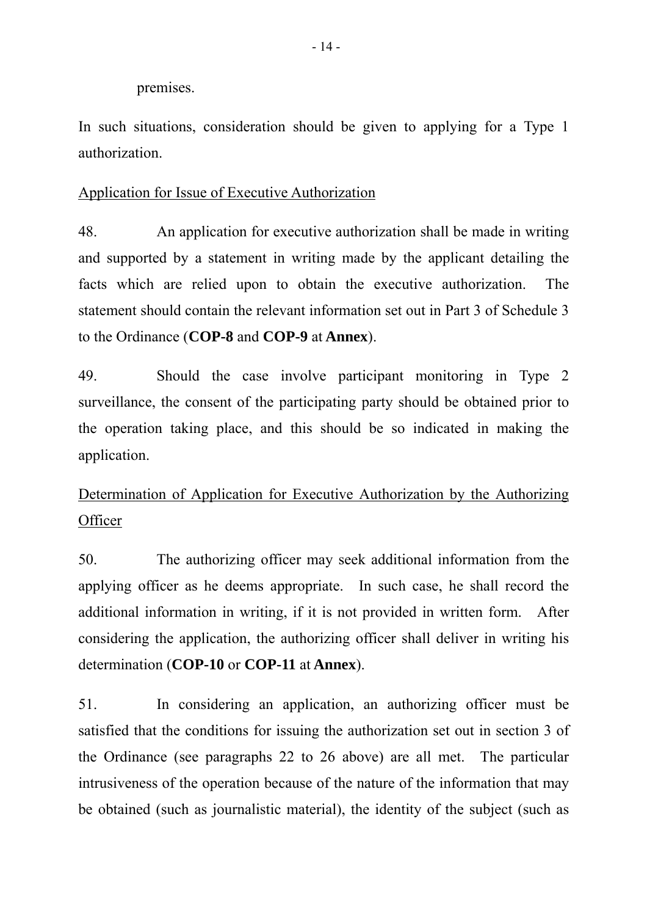premises.

In such situations, consideration should be given to applying for a Type 1 authorization.

<u>Application for Issue of Executive Authorization</u>

48. An application for executive authorization shall be made in writing and supported by a statement in writing made by the applicant detailing the facts which are relied upon to obtain the executive authorization. The statement should contain the relevant information set out in Part 3 of Schedule 3 to the Ordinance (**COP-8** and **COP-9** at **Annex**).

49. Should the case involve participant monitoring in Type 2 surveillance, the consent of the participating party should be obtained prior to the operation taking place, and this should be so indicated in making the application.

<u>Determination of Application for Executive Authorization by the Authorizing Officer</u>

50. The authorizing officer may seek additional information from the applying officer as he deems appropriate. In such case, he shall record the additional information in writing, if it is not provided in written form. After considering the application, the authorizing officer shall deliver in writing his determination (**COP-10** or **COP-11** at **Annex**).

51. In considering an application, an authorizing officer must be satisfied that the conditions for issuing the authorization set out in section 3 of the Ordinance (see paragraphs 22 to 26 above) are all met. The particular intrusiveness of the operation because of the nature of the information that may be obtained (such as journalistic material), the identity of the subject (such as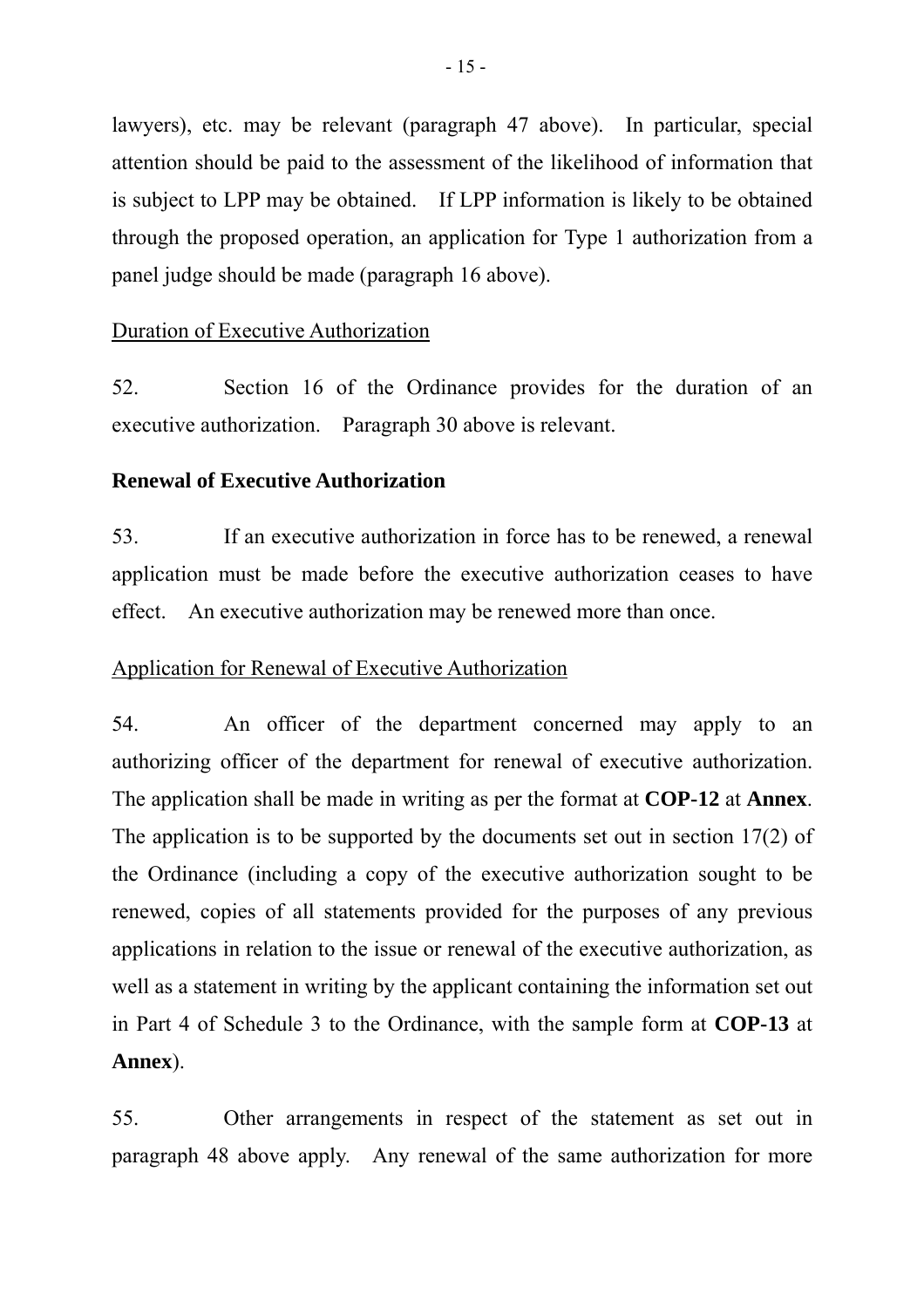lawyers), etc. may be relevant (paragraph 47 above). In particular, special attention should be paid to the assessment of the likelihood of information that is subject to LPP may be obtained. If LPP information is likely to be obtained through the proposed operation, an application for Type 1 authorization from a panel judge should be made (paragraph 16 above).

Duration of Executive Authorization

52. Section 16 of the Ordinance provides for the duration of an executive authorization. Paragraph 30 above is relevant.

**Renewal of Executive Authorization**

53. If an executive authorization in force has to be renewed, a renewal application must be made before the executive authorization ceases to have effect. An executive authorization may be renewed more than once.

Application for Renewal of Executive Authorization

54. An officer of the department concerned may apply to an authorizing officer of the department for renewal of executive authorization. The application shall be made in writing as per the format at **COP-12** at **Annex**. The application is to be supported by the documents set out in section 17(2) of the Ordinance (including a copy of the executive authorization sought to be renewed, copies of all statements provided for the purposes of any previous applications in relation to the issue or renewal of the executive authorization, as well as a statement in writing by the applicant containing the information set out in Part 4 of Schedule 3 to the Ordinance, with the sample form at **COP-13** at **Annex**).

55. Other arrangements in respect of the statement as set out in paragraph 48 above apply. Any renewal of the same authorization for more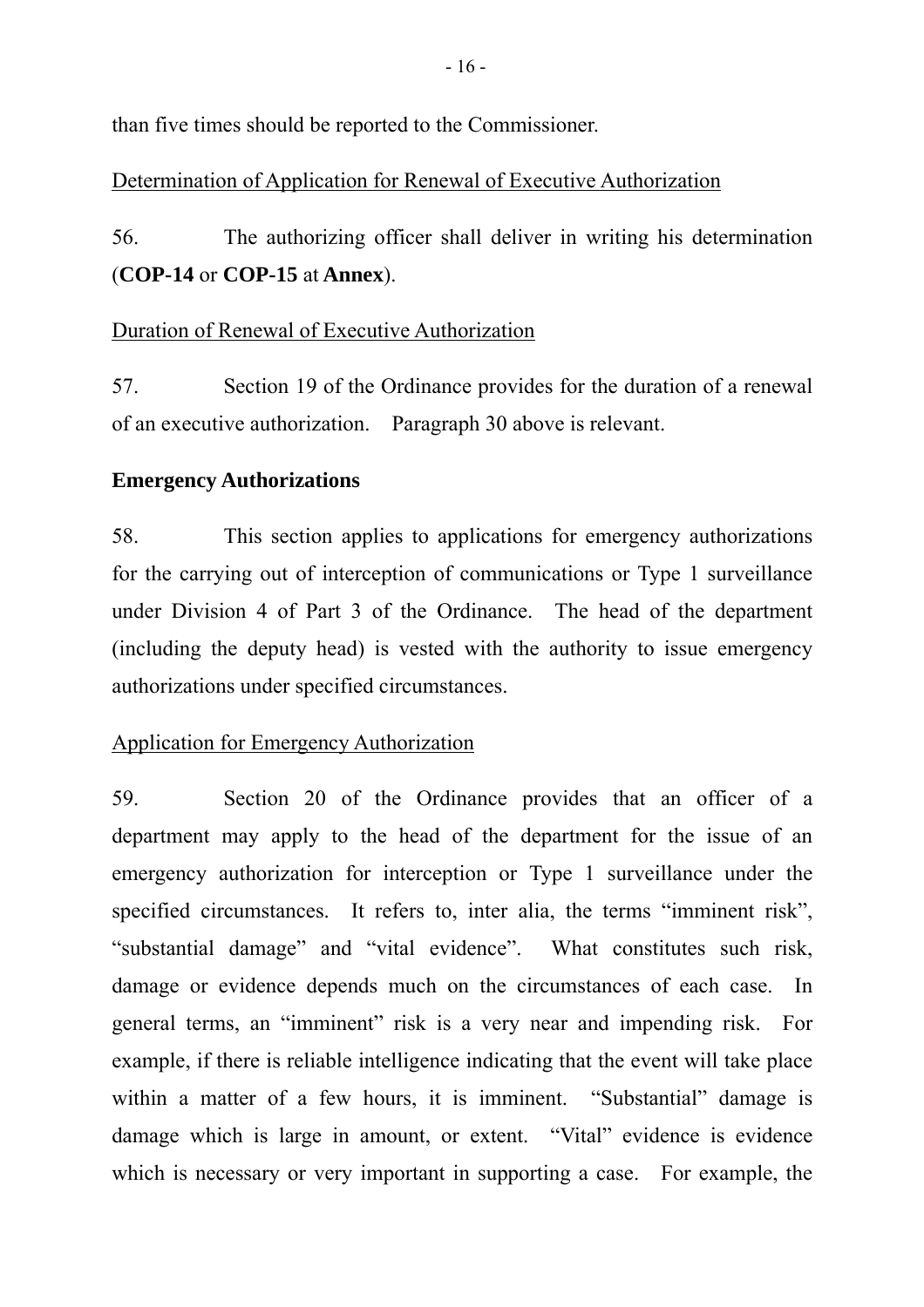than five times should be reported to the Commissioner.

Determination of Application for Renewal of Executive Authorization

56. The authorizing officer shall deliver in writing his determination (**COP-14** or **COP-15** at **Annex**).

Duration of Renewal of Executive Authorization

57. Section 19 of the Ordinance provides for the duration of a renewal of an executive authorization. Paragraph 30 above is relevant.

**Emergency Authorizations**

58. This section applies to applications for emergency authorizations for the carrying out of interception of communications or Type 1 surveillance under Division 4 of Part 3 of the Ordinance. The head of the department (including the deputy head) is vested with the authority to issue emergency authorizations under specified circumstances.

Application for Emergency Authorization

59. Section 20 of the Ordinance provides that an officer of a department may apply to the head of the department for the issue of an emergency authorization for interception or Type 1 surveillance under the specified circumstances. It refers to, inter alia, the terms "imminent risk", "substantial damage" and "vital evidence". What constitutes such risk, damage or evidence depends much on the circumstances of each case. In general terms, an "imminent" risk is a very near and impending risk. For example, if there is reliable intelligence indicating that the event will take place within a matter of a few hours, it is imminent. "Substantial" damage is damage which is large in amount, or extent. "Vital" evidence is evidence which is necessary or very important in supporting a case. For example, the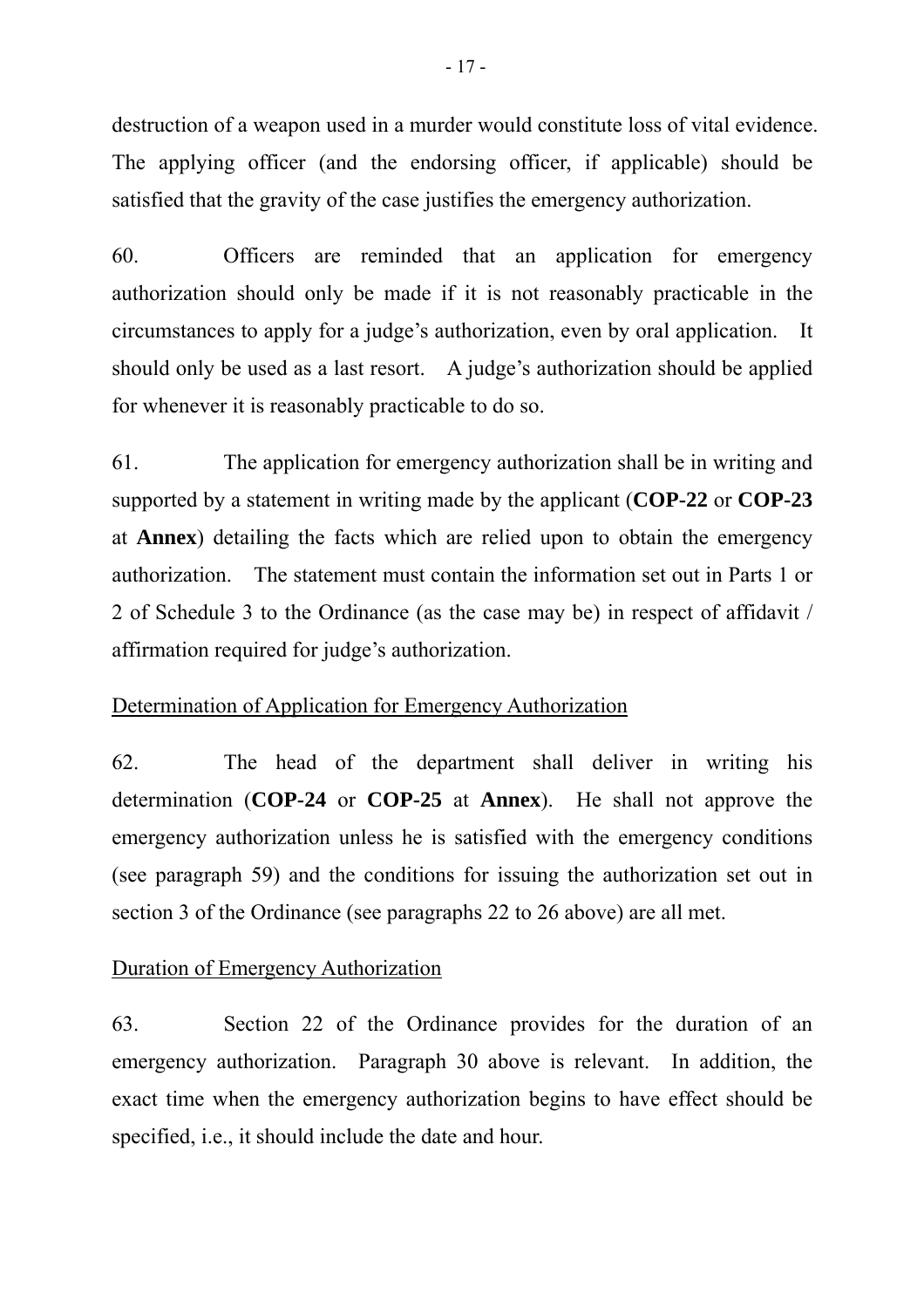destruction of a weapon used in a murder would constitute loss of vital evidence. The applying officer (and the endorsing officer, if applicable) should be satisfied that the gravity of the case justifies the emergency authorization.

60. Officers are reminded that an application for emergency authorization should only be made if it is not reasonably practicable in the circumstances to apply for a judge's authorization, even by oral application. It should only be used as a last resort. A judge's authorization should be applied for whenever it is reasonably practicable to do so.

61. The application for emergency authorization shall be in writing and supported by a statement in writing made by the applicant (**COP-22** or **COP-23** at **Annex**) detailing the facts which are relied upon to obtain the emergency authorization. The statement must contain the information set out in Parts 1 or 2 of Schedule 3 to the Ordinance (as the case may be) in respect of affidavit / affirmation required for judge's authorization.

<u>Determination of Application for Emergency Authorization</u>

62. The head of the department shall deliver in writing his determination (**COP-24** or **COP-25** at **Annex**). He shall not approve the emergency authorization unless he is satisfied with the emergency conditions (see paragraph 59) and the conditions for issuing the authorization set out in section 3 of the Ordinance (see paragraphs 22 to 26 above) are all met.

<u>Duration of Emergency Authorization</u>

63. Section 22 of the Ordinance provides for the duration of an emergency authorization. Paragraph 30 above is relevant. In addition, the exact time when the emergency authorization begins to have effect should be specified, i.e., it should include the date and hour.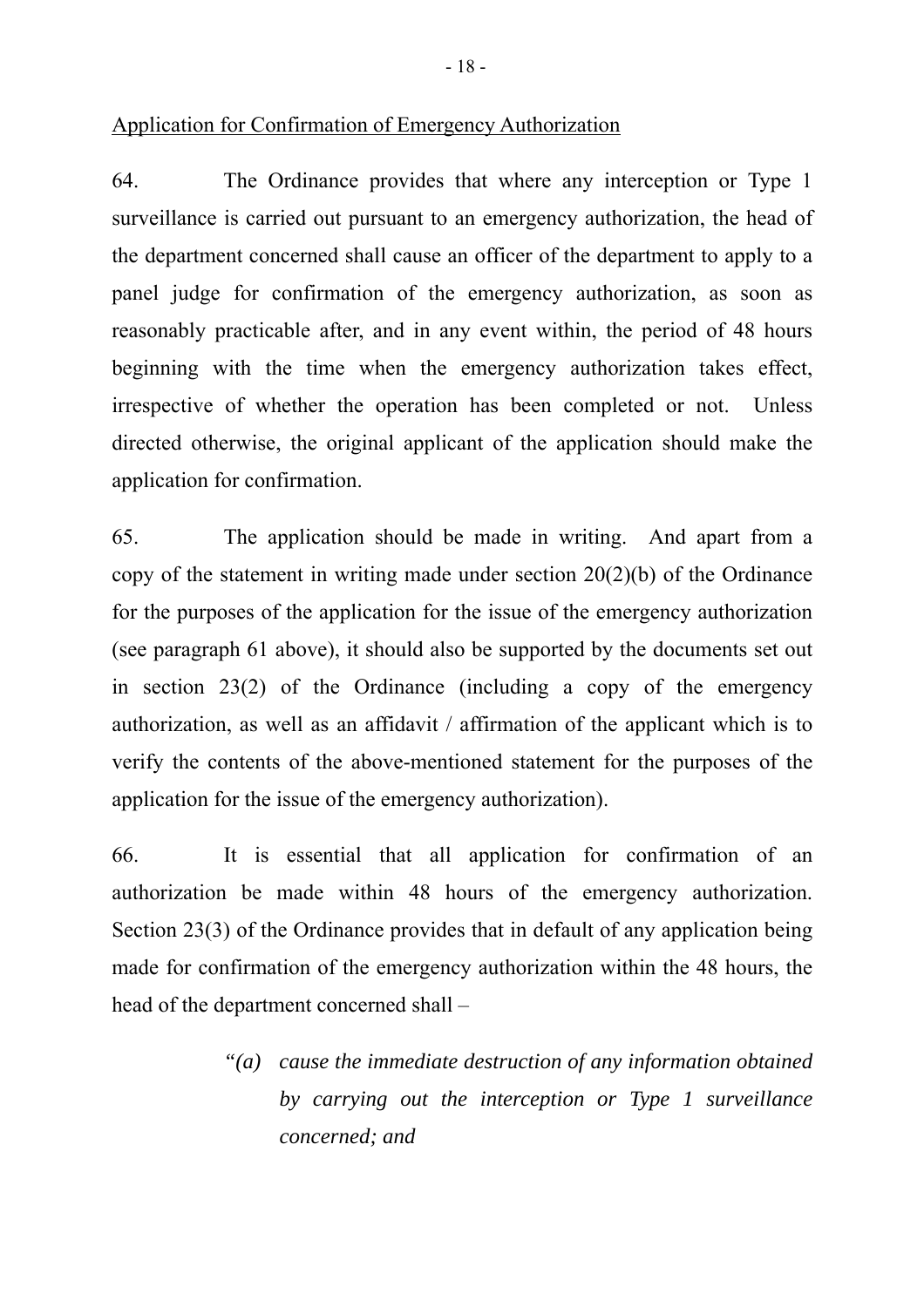Application for Confirmation of Emergency Authorization

64. The Ordinance provides that where any interception or Type 1 surveillance is carried out pursuant to an emergency authorization, the head of the department concerned shall cause an officer of the department to apply to a panel judge for confirmation of the emergency authorization, as soon as reasonably practicable after, and in any event within, the period of 48 hours beginning with the time when the emergency authorization takes effect, irrespective of whether the operation has been completed or not. Unless directed otherwise, the original applicant of the application should make the application for confirmation.

65. The application should be made in writing. And apart from a copy of the statement in writing made under section 20(2)(b) of the Ordinance for the purposes of the application for the issue of the emergency authorization (see paragraph 61 above), it should also be supported by the documents set out in section 23(2) of the Ordinance (including a copy of the emergency authorization, as well as an affidavit / affirmation of the applicant which is to verify the contents of the above-mentioned statement for the purposes of the application for the issue of the emergency authorization).

66. It is essential that all application for confirmation of an authorization be made within 48 hours of the emergency authorization. Section 23(3) of the Ordinance provides that in default of any application being made for confirmation of the emergency authorization within the 48 hours, the head of the department concerned shall –

> "*(a) cause the immediate destruction of any information obtained by carrying out the interception or Type 1 surveillance concerned; and*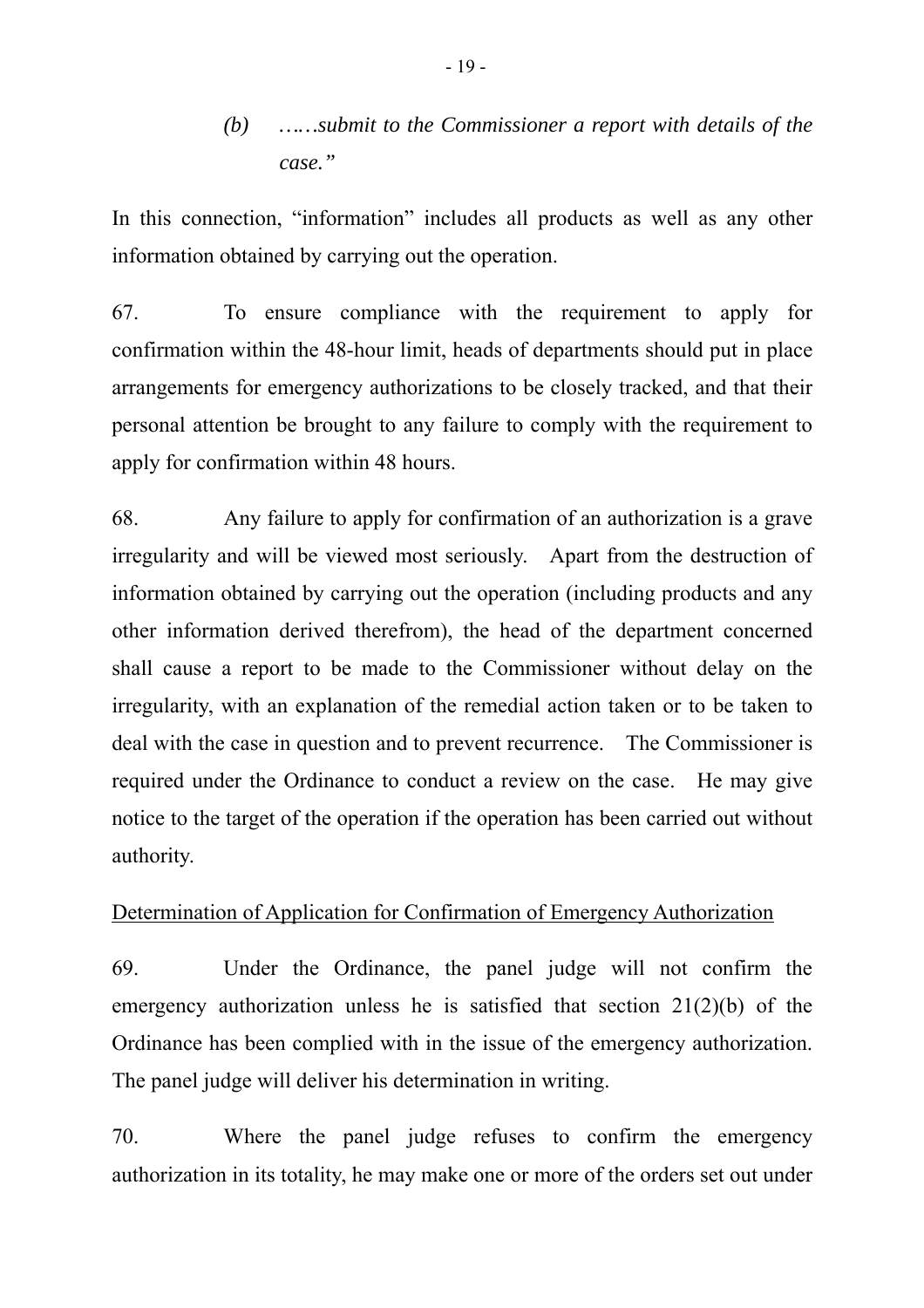> *(b)* *……submit to the Commissioner a report with details of the case."*

In this connection, "information" includes all products as well as any other information obtained by carrying out the operation.

67. To ensure compliance with the requirement to apply for confirmation within the 48-hour limit, heads of departments should put in place arrangements for emergency authorizations to be closely tracked, and that their personal attention be brought to any failure to comply with the requirement to apply for confirmation within 48 hours.

68. Any failure to apply for confirmation of an authorization is a grave irregularity and will be viewed most seriously. Apart from the destruction of information obtained by carrying out the operation (including products and any other information derived therefrom), the head of the department concerned shall cause a report to be made to the Commissioner without delay on the irregularity, with an explanation of the remedial action taken or to be taken to deal with the case in question and to prevent recurrence. The Commissioner is required under the Ordinance to conduct a review on the case. He may give notice to the target of the operation if the operation has been carried out without authority.

<u>Determination of Application for Confirmation of Emergency Authorization</u>

69. Under the Ordinance, the panel judge will not confirm the emergency authorization unless he is satisfied that section 21(2)(b) of the Ordinance has been complied with in the issue of the emergency authorization. The panel judge will deliver his determination in writing.

70. Where the panel judge refuses to confirm the emergency authorization in its totality, he may make one or more of the orders set out under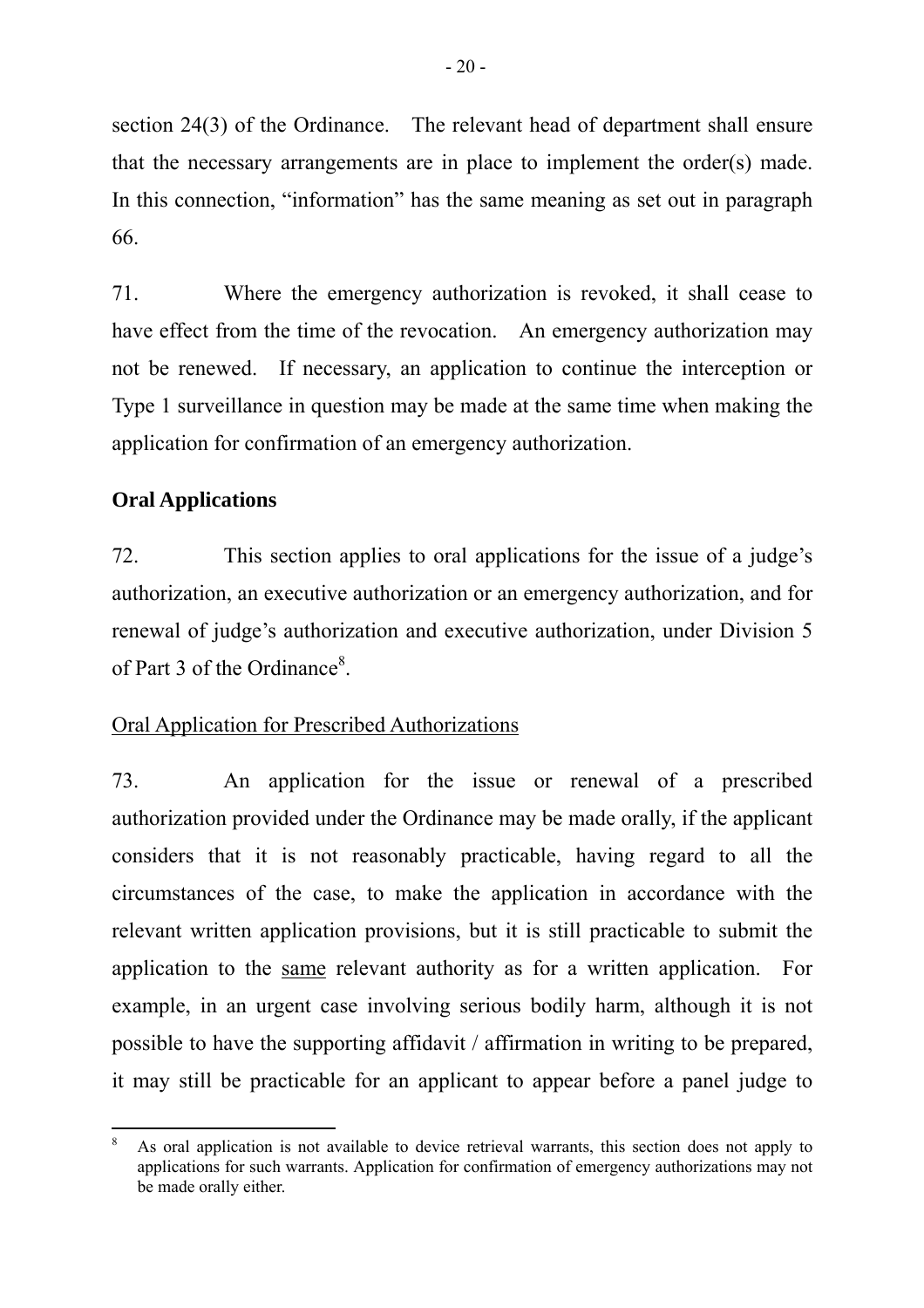section 24(3) of the Ordinance. The relevant head of department shall ensure that the necessary arrangements are in place to implement the order(s) made. In this connection, "information" has the same meaning as set out in paragraph 66.

71. Where the emergency authorization is revoked, it shall cease to have effect from the time of the revocation. An emergency authorization may not be renewed. If necessary, an application to continue the interception or Type 1 surveillance in question may be made at the same time when making the application for confirmation of an emergency authorization.

## Oral Applications

72. This section applies to oral applications for the issue of a judge's authorization, an executive authorization or an emergency authorization, and for renewal of judge's authorization and executive authorization, under Division 5 of Part 3 of the Ordinance[8].

### Oral Application for Prescribed Authorizations

73. An application for the issue or renewal of a prescribed authorization provided under the Ordinance may be made orally, if the applicant considers that it is not reasonably practicable, having regard to all the circumstances of the case, to make the application in accordance with the relevant written application provisions, but it is still practicable to submit the application to the same relevant authority as for a written application. For example, in an urgent case involving serious bodily harm, although it is not possible to have the supporting affidavit / affirmation in writing to be prepared, it may still be practicable for an applicant to appear before a panel judge to

---

[8] As oral application is not available to device retrieval warrants, this section does not apply to applications for such warrants. Application for confirmation of emergency authorizations may not be made orally either.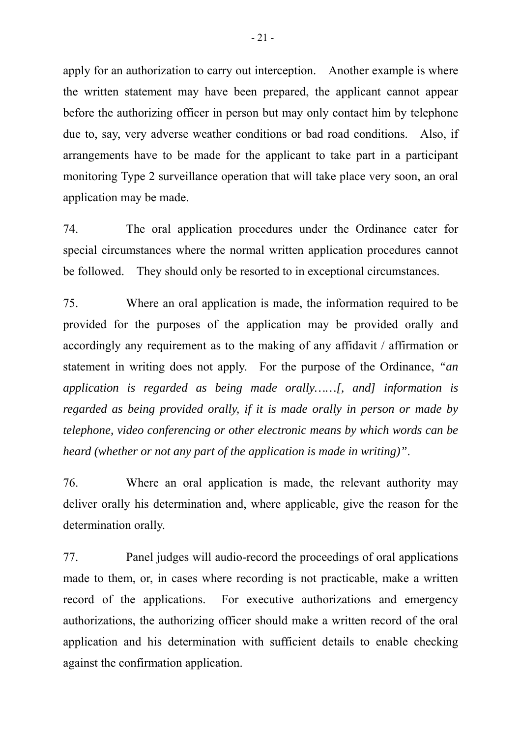apply for an authorization to carry out interception. Another example is where the written statement may have been prepared, the applicant cannot appear before the authorizing officer in person but may only contact him by telephone due to, say, very adverse weather conditions or bad road conditions. Also, if arrangements have to be made for the applicant to take part in a participant monitoring Type 2 surveillance operation that will take place very soon, an oral application may be made.

74. The oral application procedures under the Ordinance cater for special circumstances where the normal written application procedures cannot be followed. They should only be resorted to in exceptional circumstances.

75. Where an oral application is made, the information required to be provided for the purposes of the application may be provided orally and accordingly any requirement as to the making of any affidavit / affirmation or statement in writing does not apply. For the purpose of the Ordinance, *"an application is regarded as being made orally……[, and] information is regarded as being provided orally, if it is made orally in person or made by telephone, video conferencing or other electronic means by which words can be heard (whether or not any part of the application is made in writing)"*.

76. Where an oral application is made, the relevant authority may deliver orally his determination and, where applicable, give the reason for the determination orally.

77. Panel judges will audio-record the proceedings of oral applications made to them, or, in cases where recording is not practicable, make a written record of the applications. For executive authorizations and emergency authorizations, the authorizing officer should make a written record of the oral application and his determination with sufficient details to enable checking against the confirmation application.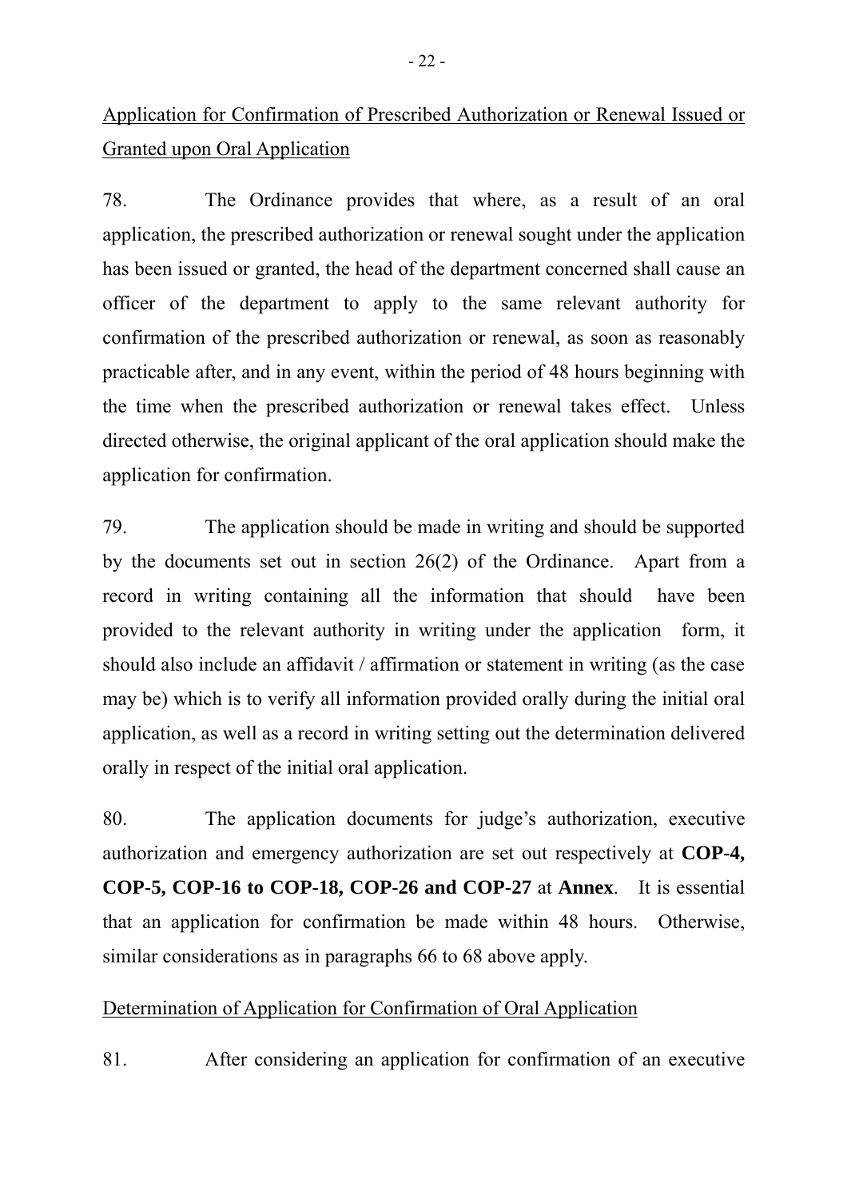Application for Confirmation of Prescribed Authorization or Renewal Issued or Granted upon Oral Application

78. The Ordinance provides that where, as a result of an oral application, the prescribed authorization or renewal sought under the application has been issued or granted, the head of the department concerned shall cause an officer of the department to apply to the same relevant authority for confirmation of the prescribed authorization or renewal, as soon as reasonably practicable after, and in any event, within the period of 48 hours beginning with the time when the prescribed authorization or renewal takes effect. Unless directed otherwise, the original applicant of the oral application should make the application for confirmation.

79. The application should be made in writing and should be supported by the documents set out in section 26(2) of the Ordinance. Apart from a record in writing containing all the information that should have been provided to the relevant authority in writing under the application form, it should also include an affidavit / affirmation or statement in writing (as the case may be) which is to verify all information provided orally during the initial oral application, as well as a record in writing setting out the determination delivered orally in respect of the initial oral application.

80. The application documents for judge's authorization, executive authorization and emergency authorization are set out respectively at **COP-4, COP-5, COP-16 to COP-18, COP-26 and COP-27** at **Annex**. It is essential that an application for confirmation be made within 48 hours. Otherwise, similar considerations as in paragraphs 66 to 68 above apply.

Determination of Application for Confirmation of Oral Application

81. After considering an application for confirmation of an executive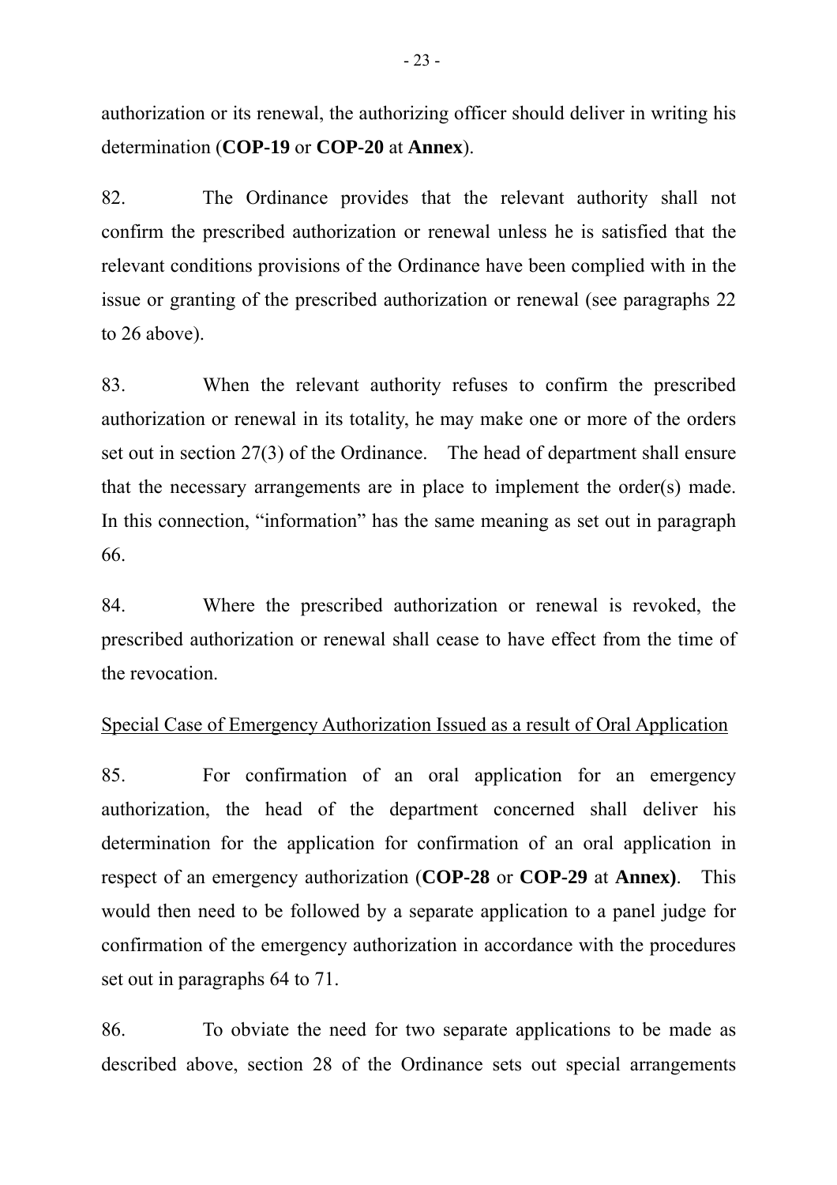authorization or its renewal, the authorizing officer should deliver in writing his determination (**COP-19** or **COP-20** at **Annex**).

82. The Ordinance provides that the relevant authority shall not confirm the prescribed authorization or renewal unless he is satisfied that the relevant conditions provisions of the Ordinance have been complied with in the issue or granting of the prescribed authorization or renewal (see paragraphs 22 to 26 above).

83. When the relevant authority refuses to confirm the prescribed authorization or renewal in its totality, he may make one or more of the orders set out in section 27(3) of the Ordinance. The head of department shall ensure that the necessary arrangements are in place to implement the order(s) made. In this connection, "information" has the same meaning as set out in paragraph 66.

84. Where the prescribed authorization or renewal is revoked, the prescribed authorization or renewal shall cease to have effect from the time of the revocation.

Special Case of Emergency Authorization Issued as a result of Oral Application

85. For confirmation of an oral application for an emergency authorization, the head of the department concerned shall deliver his determination for the application for confirmation of an oral application in respect of an emergency authorization (**COP-28** or **COP-29** at **Annex)**. This would then need to be followed by a separate application to a panel judge for confirmation of the emergency authorization in accordance with the procedures set out in paragraphs 64 to 71.

86. To obviate the need for two separate applications to be made as described above, section 28 of the Ordinance sets out special arrangements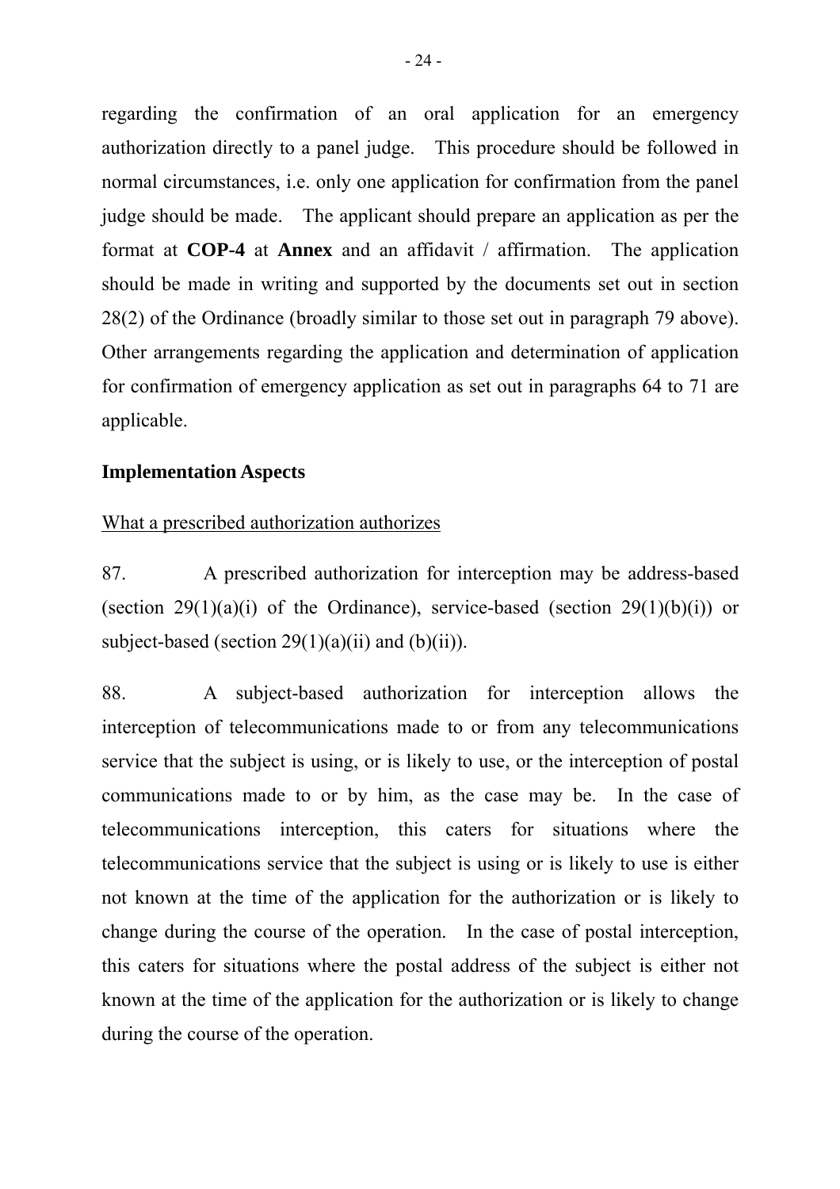regarding the confirmation of an oral application for an emergency authorization directly to a panel judge. This procedure should be followed in normal circumstances, i.e. only one application for confirmation from the panel judge should be made. The applicant should prepare an application as per the format at **COP-4** at **Annex** and an affidavit / affirmation. The application should be made in writing and supported by the documents set out in section 28(2) of the Ordinance (broadly similar to those set out in paragraph 79 above). Other arrangements regarding the application and determination of application for confirmation of emergency application as set out in paragraphs 64 to 71 are applicable.

**Implementation Aspects**

<u>What a prescribed authorization authorizes</u>

87. A prescribed authorization for interception may be address-based (section 29(1)(a)(i) of the Ordinance), service-based (section 29(1)(b)(i)) or subject-based (section 29(1)(a)(ii) and (b)(ii)).

88. A subject-based authorization for interception allows the interception of telecommunications made to or from any telecommunications service that the subject is using, or is likely to use, or the interception of postal communications made to or by him, as the case may be. In the case of telecommunications interception, this caters for situations where the telecommunications service that the subject is using or is likely to use is either not known at the time of the application for the authorization or is likely to change during the course of the operation. In the case of postal interception, this caters for situations where the postal address of the subject is either not known at the time of the application for the authorization or is likely to change during the course of the operation.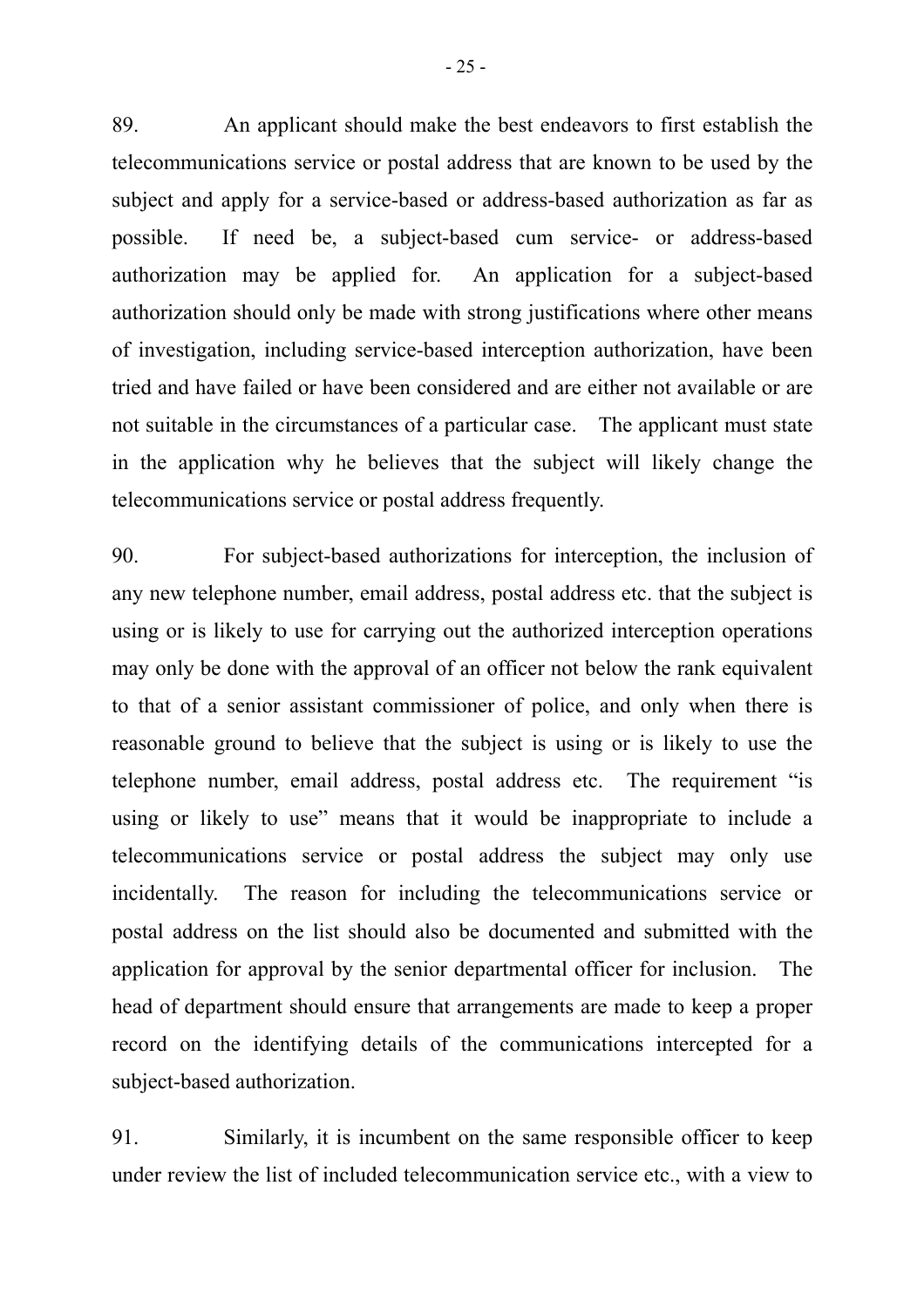89. An applicant should make the best endeavors to first establish the telecommunications service or postal address that are known to be used by the subject and apply for a service-based or address-based authorization as far as possible. If need be, a subject-based cum service- or address-based authorization may be applied for. An application for a subject-based authorization should only be made with strong justifications where other means of investigation, including service-based interception authorization, have been tried and have failed or have been considered and are either not available or are not suitable in the circumstances of a particular case. The applicant must state in the application why he believes that the subject will likely change the telecommunications service or postal address frequently.

90. For subject-based authorizations for interception, the inclusion of any new telephone number, email address, postal address etc. that the subject is using or is likely to use for carrying out the authorized interception operations may only be done with the approval of an officer not below the rank equivalent to that of a senior assistant commissioner of police, and only when there is reasonable ground to believe that the subject is using or is likely to use the telephone number, email address, postal address etc. The requirement "is using or likely to use" means that it would be inappropriate to include a telecommunications service or postal address the subject may only use incidentally. The reason for including the telecommunications service or postal address on the list should also be documented and submitted with the application for approval by the senior departmental officer for inclusion. The head of department should ensure that arrangements are made to keep a proper record on the identifying details of the communications intercepted for a subject-based authorization.

91. Similarly, it is incumbent on the same responsible officer to keep under review the list of included telecommunication service etc., with a view to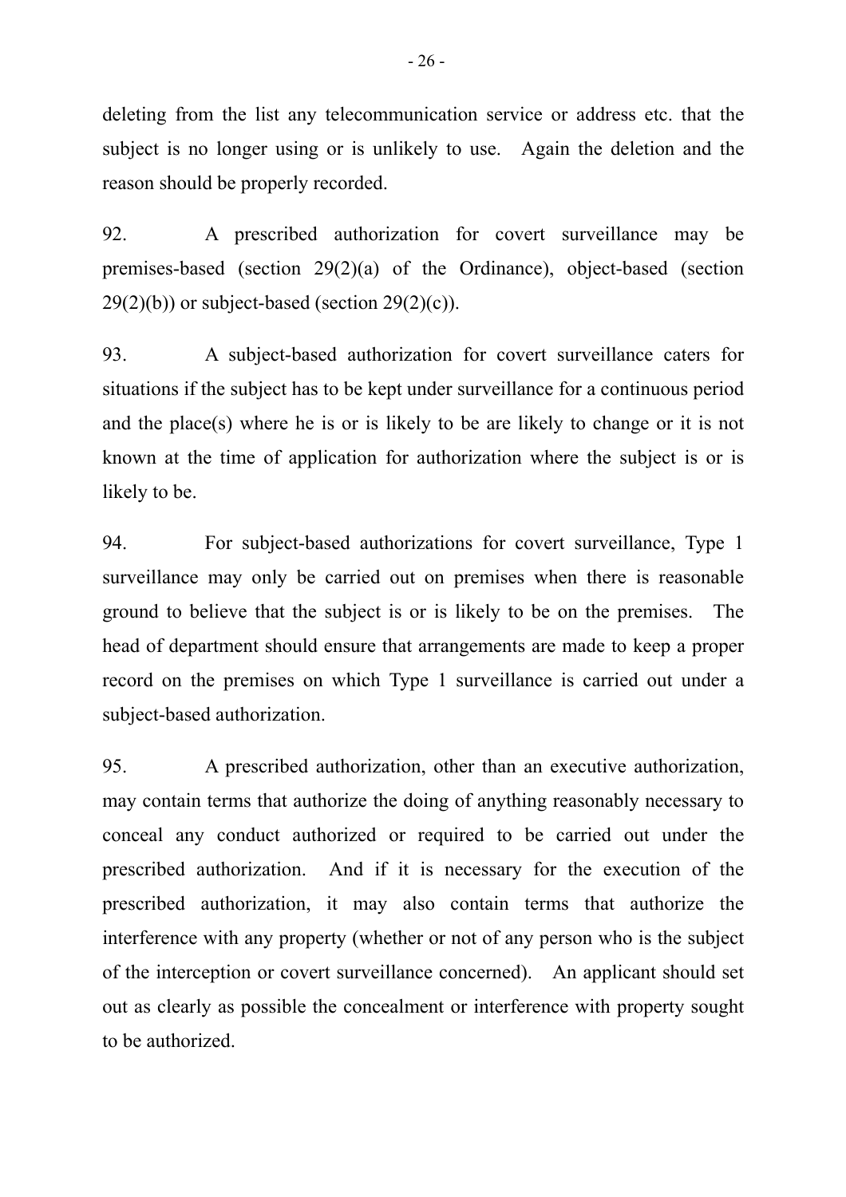deleting from the list any telecommunication service or address etc. that the subject is no longer using or is unlikely to use. Again the deletion and the reason should be properly recorded.

92. A prescribed authorization for covert surveillance may be premises-based (section 29(2)(a) of the Ordinance), object-based (section 29(2)(b)) or subject-based (section 29(2)(c)).

93. A subject-based authorization for covert surveillance caters for situations if the subject has to be kept under surveillance for a continuous period and the place(s) where he is or is likely to be are likely to change or it is not known at the time of application for authorization where the subject is or is likely to be.

94. For subject-based authorizations for covert surveillance, Type 1 surveillance may only be carried out on premises when there is reasonable ground to believe that the subject is or is likely to be on the premises. The head of department should ensure that arrangements are made to keep a proper record on the premises on which Type 1 surveillance is carried out under a subject-based authorization.

95. A prescribed authorization, other than an executive authorization, may contain terms that authorize the doing of anything reasonably necessary to conceal any conduct authorized or required to be carried out under the prescribed authorization. And if it is necessary for the execution of the prescribed authorization, it may also contain terms that authorize the interference with any property (whether or not of any person who is the subject of the interception or covert surveillance concerned). An applicant should set out as clearly as possible the concealment or interference with property sought to be authorized.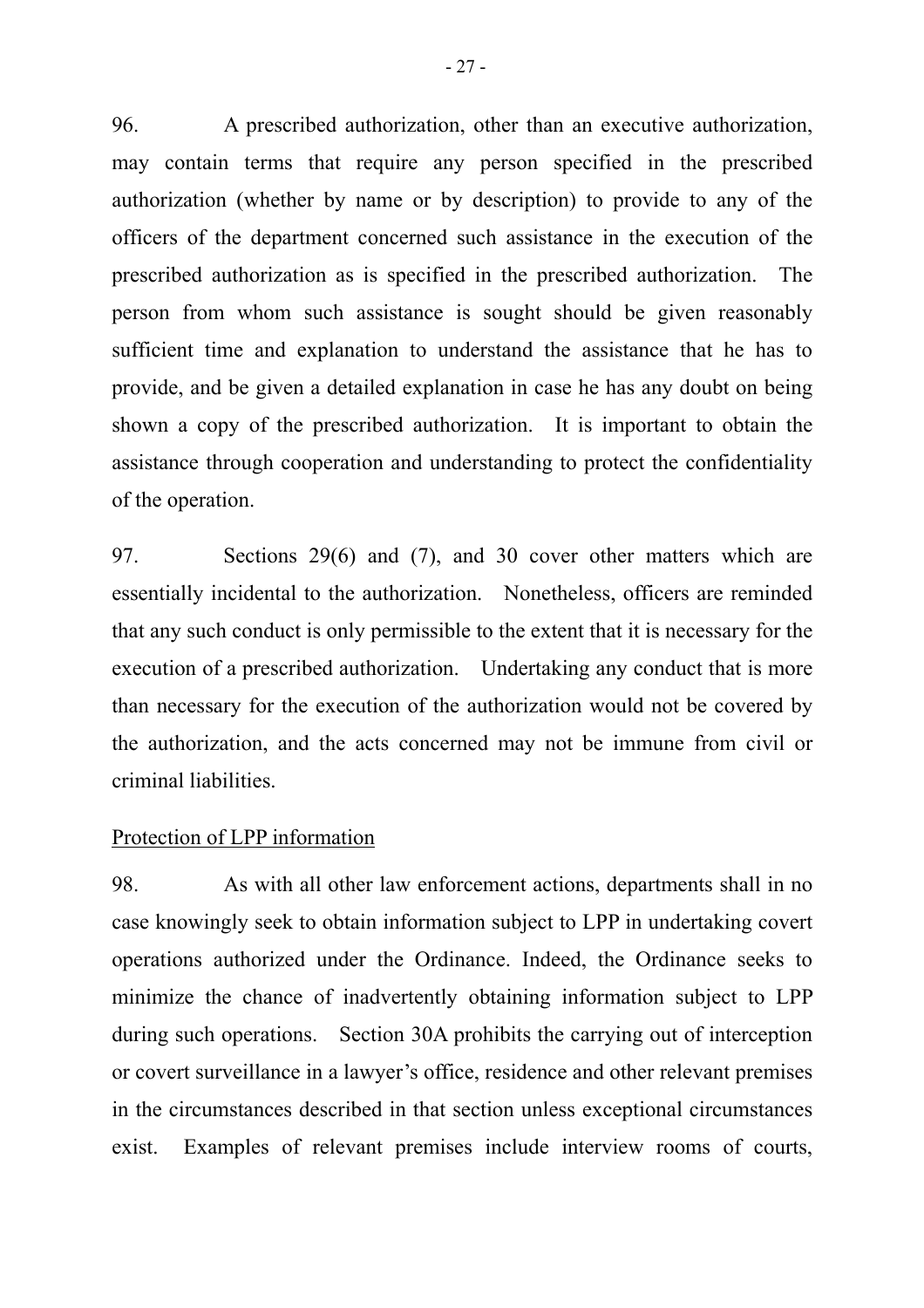96. A prescribed authorization, other than an executive authorization, may contain terms that require any person specified in the prescribed authorization (whether by name or by description) to provide to any of the officers of the department concerned such assistance in the execution of the prescribed authorization as is specified in the prescribed authorization. The person from whom such assistance is sought should be given reasonably sufficient time and explanation to understand the assistance that he has to provide, and be given a detailed explanation in case he has any doubt on being shown a copy of the prescribed authorization. It is important to obtain the assistance through cooperation and understanding to protect the confidentiality of the operation.

97. Sections 29(6) and (7), and 30 cover other matters which are essentially incidental to the authorization. Nonetheless, officers are reminded that any such conduct is only permissible to the extent that it is necessary for the execution of a prescribed authorization. Undertaking any conduct that is more than necessary for the execution of the authorization would not be covered by the authorization, and the acts concerned may not be immune from civil or criminal liabilities.

Protection of LPP information

98. As with all other law enforcement actions, departments shall in no case knowingly seek to obtain information subject to LPP in undertaking covert operations authorized under the Ordinance. Indeed, the Ordinance seeks to minimize the chance of inadvertently obtaining information subject to LPP during such operations. Section 30A prohibits the carrying out of interception or covert surveillance in a lawyer's office, residence and other relevant premises in the circumstances described in that section unless exceptional circumstances exist. Examples of relevant premises include interview rooms of courts,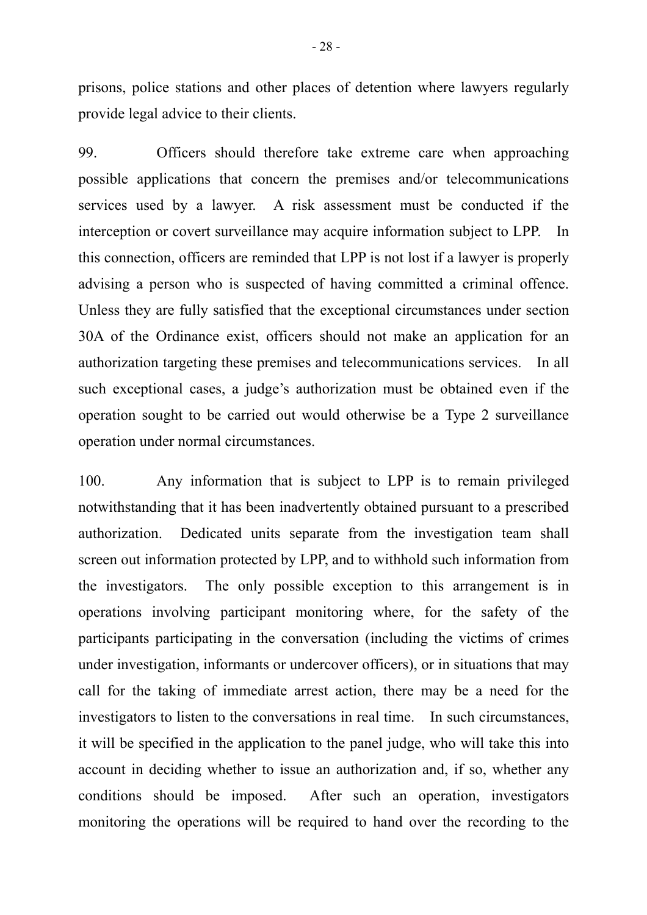prisons, police stations and other places of detention where lawyers regularly provide legal advice to their clients.

99. Officers should therefore take extreme care when approaching possible applications that concern the premises and/or telecommunications services used by a lawyer. A risk assessment must be conducted if the interception or covert surveillance may acquire information subject to LPP. In this connection, officers are reminded that LPP is not lost if a lawyer is properly advising a person who is suspected of having committed a criminal offence. Unless they are fully satisfied that the exceptional circumstances under section 30A of the Ordinance exist, officers should not make an application for an authorization targeting these premises and telecommunications services. In all such exceptional cases, a judge's authorization must be obtained even if the operation sought to be carried out would otherwise be a Type 2 surveillance operation under normal circumstances.

100. Any information that is subject to LPP is to remain privileged notwithstanding that it has been inadvertently obtained pursuant to a prescribed authorization. Dedicated units separate from the investigation team shall screen out information protected by LPP, and to withhold such information from the investigators. The only possible exception to this arrangement is in operations involving participant monitoring where, for the safety of the participants participating in the conversation (including the victims of crimes under investigation, informants or undercover officers), or in situations that may call for the taking of immediate arrest action, there may be a need for the investigators to listen to the conversations in real time. In such circumstances, it will be specified in the application to the panel judge, who will take this into account in deciding whether to issue an authorization and, if so, whether any conditions should be imposed. After such an operation, investigators monitoring the operations will be required to hand over the recording to the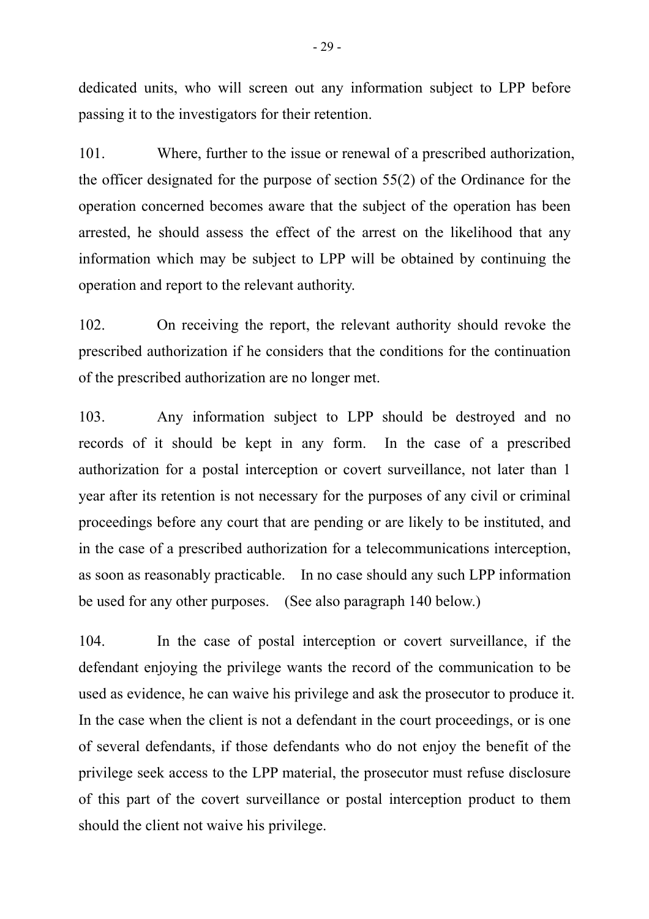dedicated units, who will screen out any information subject to LPP before passing it to the investigators for their retention.

101. Where, further to the issue or renewal of a prescribed authorization, the officer designated for the purpose of section 55(2) of the Ordinance for the operation concerned becomes aware that the subject of the operation has been arrested, he should assess the effect of the arrest on the likelihood that any information which may be subject to LPP will be obtained by continuing the operation and report to the relevant authority.

102. On receiving the report, the relevant authority should revoke the prescribed authorization if he considers that the conditions for the continuation of the prescribed authorization are no longer met.

103. Any information subject to LPP should be destroyed and no records of it should be kept in any form. In the case of a prescribed authorization for a postal interception or covert surveillance, not later than 1 year after its retention is not necessary for the purposes of any civil or criminal proceedings before any court that are pending or are likely to be instituted, and in the case of a prescribed authorization for a telecommunications interception, as soon as reasonably practicable. In no case should any such LPP information be used for any other purposes. (See also paragraph 140 below.)

104. In the case of postal interception or covert surveillance, if the defendant enjoying the privilege wants the record of the communication to be used as evidence, he can waive his privilege and ask the prosecutor to produce it. In the case when the client is not a defendant in the court proceedings, or is one of several defendants, if those defendants who do not enjoy the benefit of the privilege seek access to the LPP material, the prosecutor must refuse disclosure of this part of the covert surveillance or postal interception product to them should the client not waive his privilege.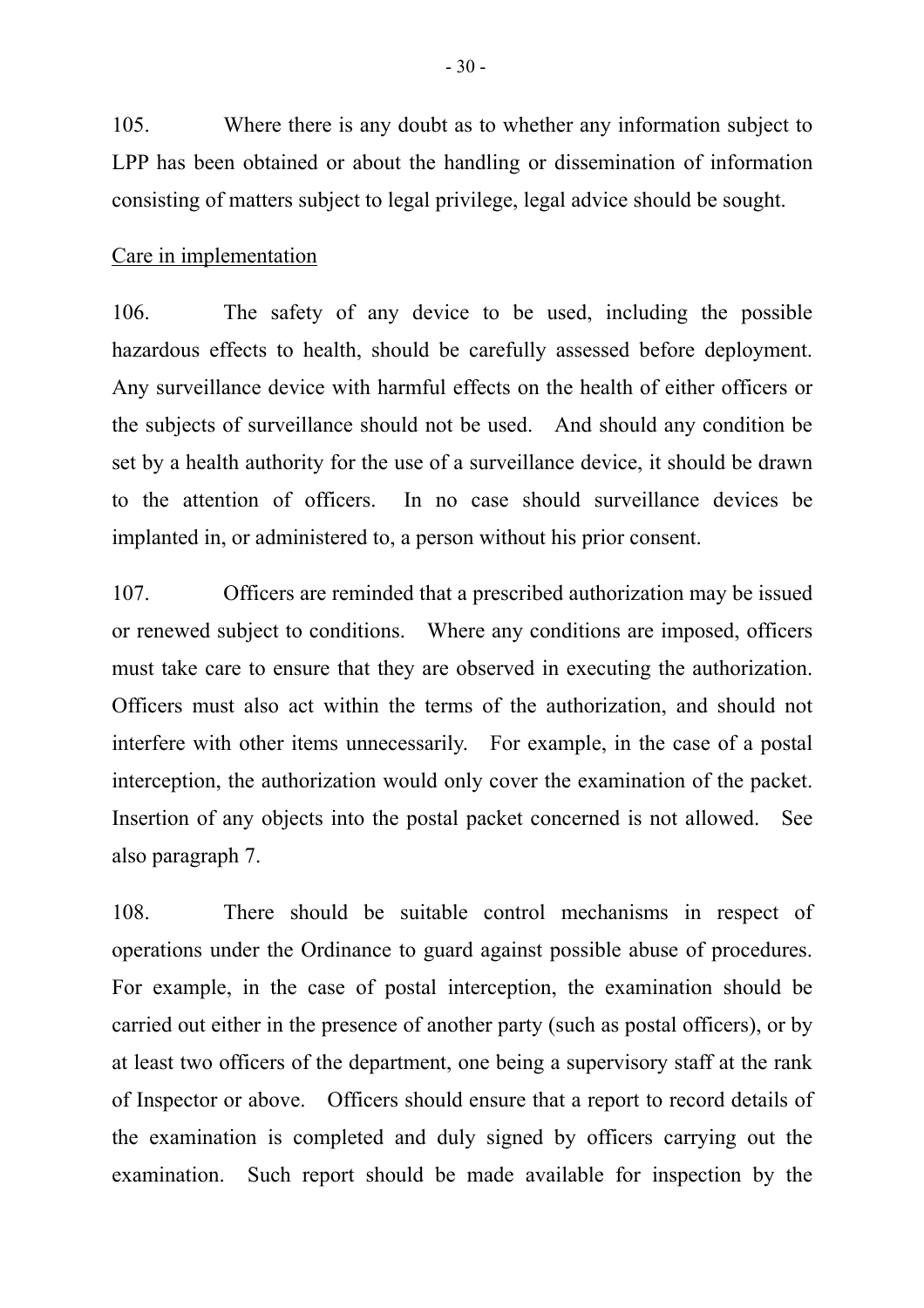105. Where there is any doubt as to whether any information subject to LPP has been obtained or about the handling or dissemination of information consisting of matters subject to legal privilege, legal advice should be sought.

<u>Care in implementation</u>

106. The safety of any device to be used, including the possible hazardous effects to health, should be carefully assessed before deployment. Any surveillance device with harmful effects on the health of either officers or the subjects of surveillance should not be used. And should any condition be set by a health authority for the use of a surveillance device, it should be drawn to the attention of officers. In no case should surveillance devices be implanted in, or administered to, a person without his prior consent.

107. Officers are reminded that a prescribed authorization may be issued or renewed subject to conditions. Where any conditions are imposed, officers must take care to ensure that they are observed in executing the authorization. Officers must also act within the terms of the authorization, and should not interfere with other items unnecessarily. For example, in the case of a postal interception, the authorization would only cover the examination of the packet. Insertion of any objects into the postal packet concerned is not allowed. See also paragraph 7.

108. There should be suitable control mechanisms in respect of operations under the Ordinance to guard against possible abuse of procedures. For example, in the case of postal interception, the examination should be carried out either in the presence of another party (such as postal officers), or by at least two officers of the department, one being a supervisory staff at the rank of Inspector or above. Officers should ensure that a report to record details of the examination is completed and duly signed by officers carrying out the examination. Such report should be made available for inspection by the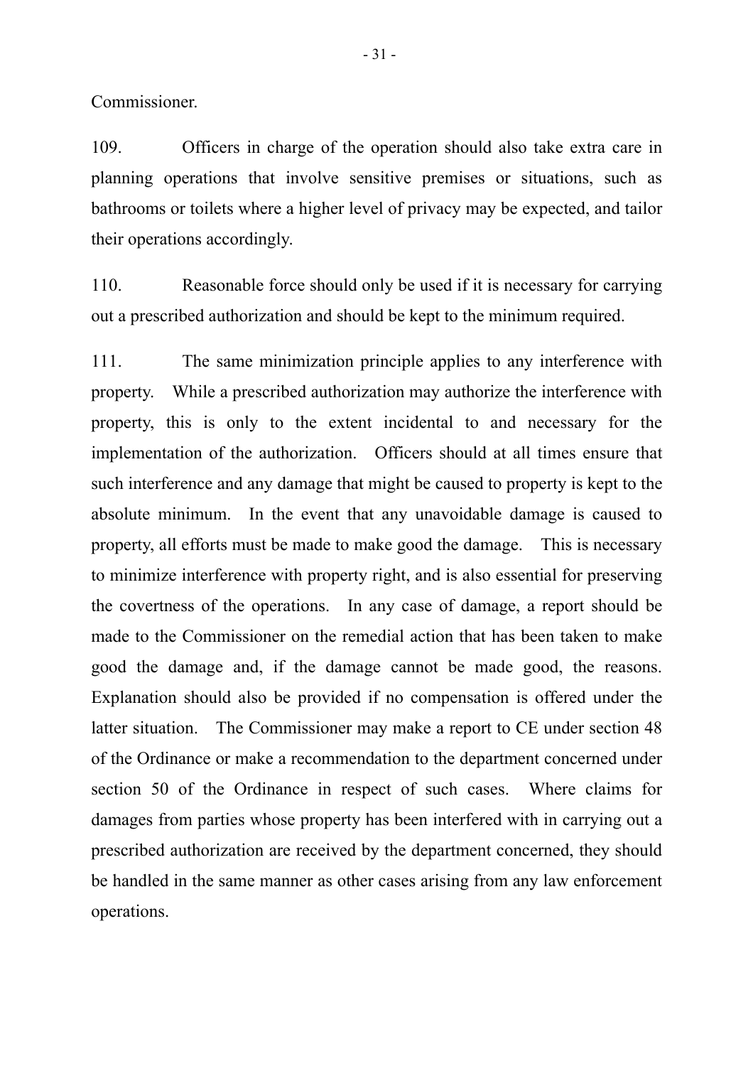Commissioner.

109. Officers in charge of the operation should also take extra care in planning operations that involve sensitive premises or situations, such as bathrooms or toilets where a higher level of privacy may be expected, and tailor their operations accordingly.

110. Reasonable force should only be used if it is necessary for carrying out a prescribed authorization and should be kept to the minimum required.

111. The same minimization principle applies to any interference with property. While a prescribed authorization may authorize the interference with property, this is only to the extent incidental to and necessary for the implementation of the authorization. Officers should at all times ensure that such interference and any damage that might be caused to property is kept to the absolute minimum. In the event that any unavoidable damage is caused to property, all efforts must be made to make good the damage. This is necessary to minimize interference with property right, and is also essential for preserving the covertness of the operations. In any case of damage, a report should be made to the Commissioner on the remedial action that has been taken to make good the damage and, if the damage cannot be made good, the reasons. Explanation should also be provided if no compensation is offered under the latter situation. The Commissioner may make a report to CE under section 48 of the Ordinance or make a recommendation to the department concerned under section 50 of the Ordinance in respect of such cases. Where claims for damages from parties whose property has been interfered with in carrying out a prescribed authorization are received by the department concerned, they should be handled in the same manner as other cases arising from any law enforcement operations.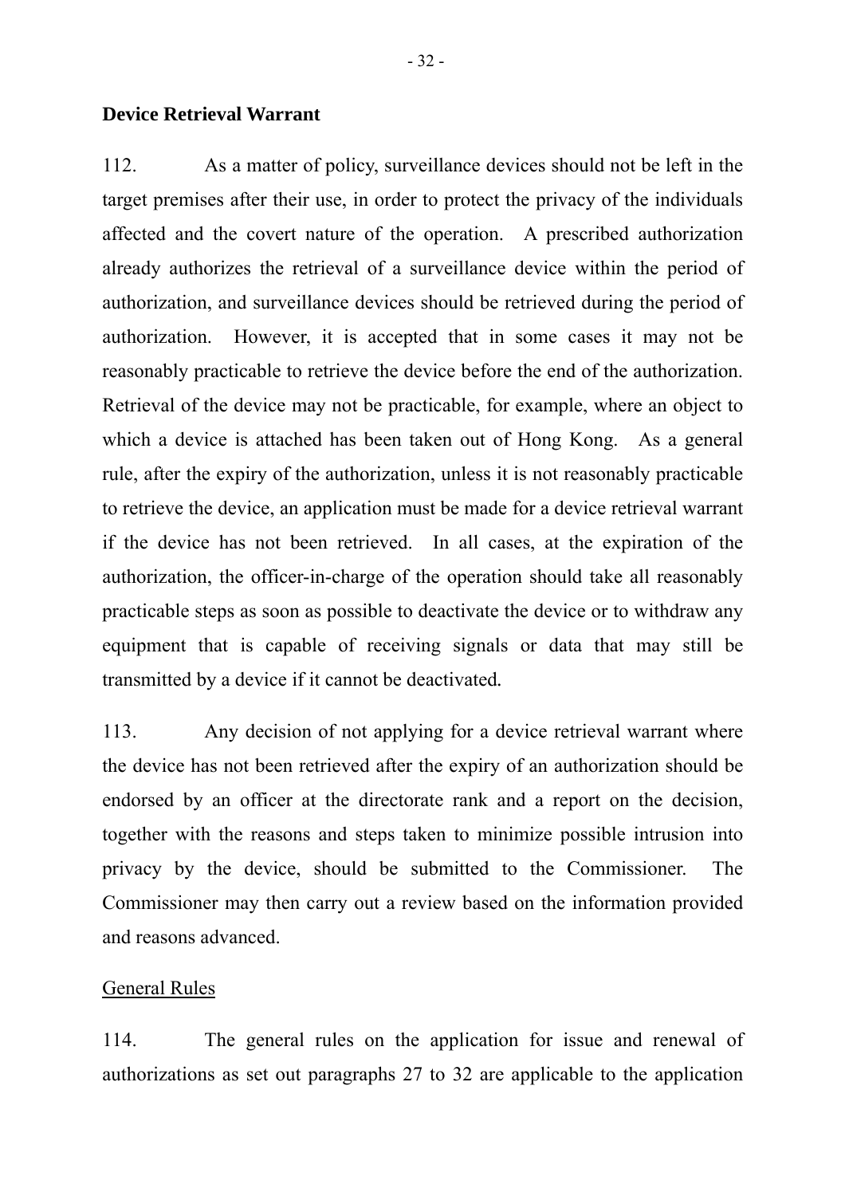**Device Retrieval Warrant**

112. As a matter of policy, surveillance devices should not be left in the target premises after their use, in order to protect the privacy of the individuals affected and the covert nature of the operation. A prescribed authorization already authorizes the retrieval of a surveillance device within the period of authorization, and surveillance devices should be retrieved during the period of authorization. However, it is accepted that in some cases it may not be reasonably practicable to retrieve the device before the end of the authorization. Retrieval of the device may not be practicable, for example, where an object to which a device is attached has been taken out of Hong Kong. As a general rule, after the expiry of the authorization, unless it is not reasonably practicable to retrieve the device, an application must be made for a device retrieval warrant if the device has not been retrieved. In all cases, at the expiration of the authorization, the officer-in-charge of the operation should take all reasonably practicable steps as soon as possible to deactivate the device or to withdraw any equipment that is capable of receiving signals or data that may still be transmitted by a device if it cannot be deactivated.

113. Any decision of not applying for a device retrieval warrant where the device has not been retrieved after the expiry of an authorization should be endorsed by an officer at the directorate rank and a report on the decision, together with the reasons and steps taken to minimize possible intrusion into privacy by the device, should be submitted to the Commissioner. The Commissioner may then carry out a review based on the information provided and reasons advanced.

General Rules

114. The general rules on the application for issue and renewal of authorizations as set out paragraphs 27 to 32 are applicable to the application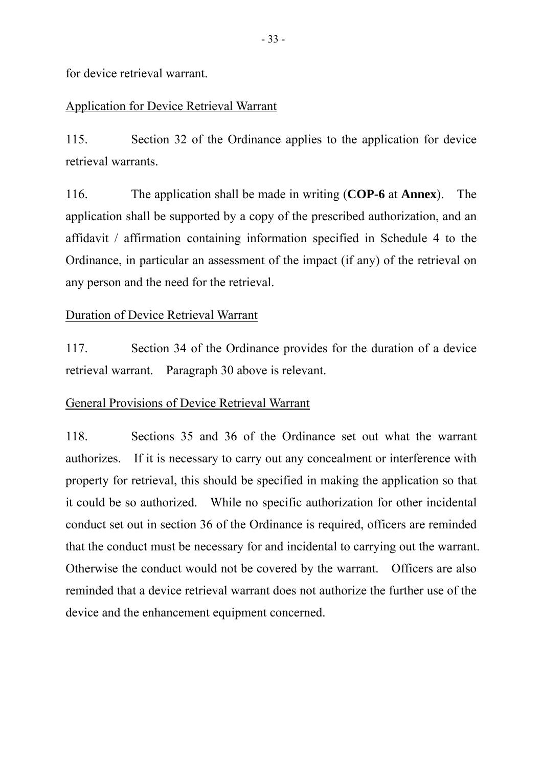for device retrieval warrant.

<u>Application for Device Retrieval Warrant</u>

115. Section 32 of the Ordinance applies to the application for device retrieval warrants.

116. The application shall be made in writing (**COP-6** at **Annex**). The application shall be supported by a copy of the prescribed authorization, and an affidavit / affirmation containing information specified in Schedule 4 to the Ordinance, in particular an assessment of the impact (if any) of the retrieval on any person and the need for the retrieval.

<u>Duration of Device Retrieval Warrant</u>

117. Section 34 of the Ordinance provides for the duration of a device retrieval warrant. Paragraph 30 above is relevant.

<u>General Provisions of Device Retrieval Warrant</u>

118. Sections 35 and 36 of the Ordinance set out what the warrant authorizes. If it is necessary to carry out any concealment or interference with property for retrieval, this should be specified in making the application so that it could be so authorized. While no specific authorization for other incidental conduct set out in section 36 of the Ordinance is required, officers are reminded that the conduct must be necessary for and incidental to carrying out the warrant. Otherwise the conduct would not be covered by the warrant. Officers are also reminded that a device retrieval warrant does not authorize the further use of the device and the enhancement equipment concerned.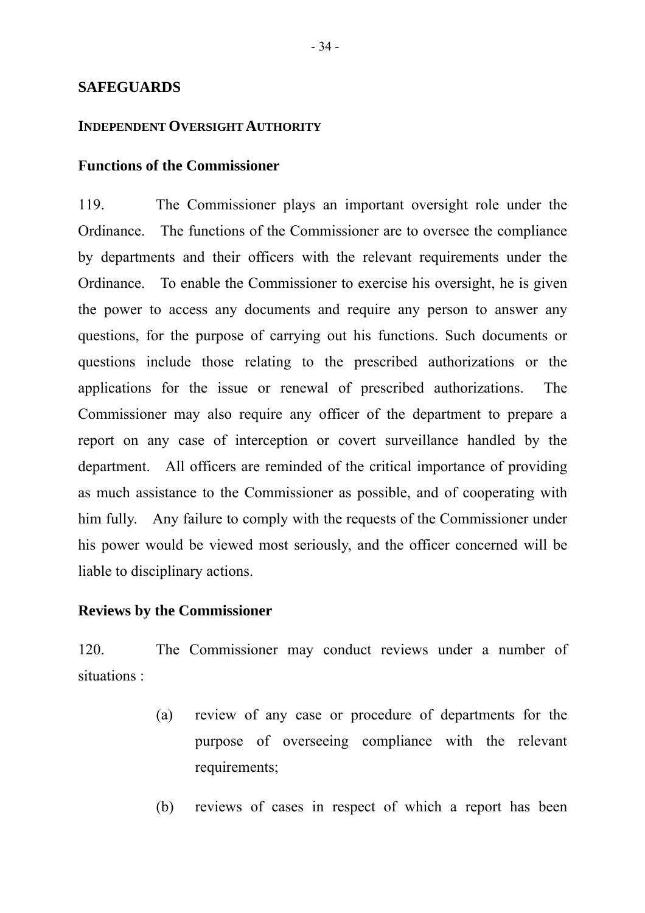## SAFEGUARDS

### INDEPENDENT OVERSIGHT AUTHORITY

#### Functions of the Commissioner

119. The Commissioner plays an important oversight role under the Ordinance. The functions of the Commissioner are to oversee the compliance by departments and their officers with the relevant requirements under the Ordinance. To enable the Commissioner to exercise his oversight, he is given the power to access any documents and require any person to answer any questions, for the purpose of carrying out his functions. Such documents or questions include those relating to the prescribed authorizations or the applications for the issue or renewal of prescribed authorizations. The Commissioner may also require any officer of the department to prepare a report on any case of interception or covert surveillance handled by the department. All officers are reminded of the critical importance of providing as much assistance to the Commissioner as possible, and of cooperating with him fully. Any failure to comply with the requests of the Commissioner under his power would be viewed most seriously, and the officer concerned will be liable to disciplinary actions.

#### Reviews by the Commissioner

120. The Commissioner may conduct reviews under a number of situations :

(a) review of any case or procedure of departments for the purpose of overseeing compliance with the relevant requirements;

(b) reviews of cases in respect of which a report has been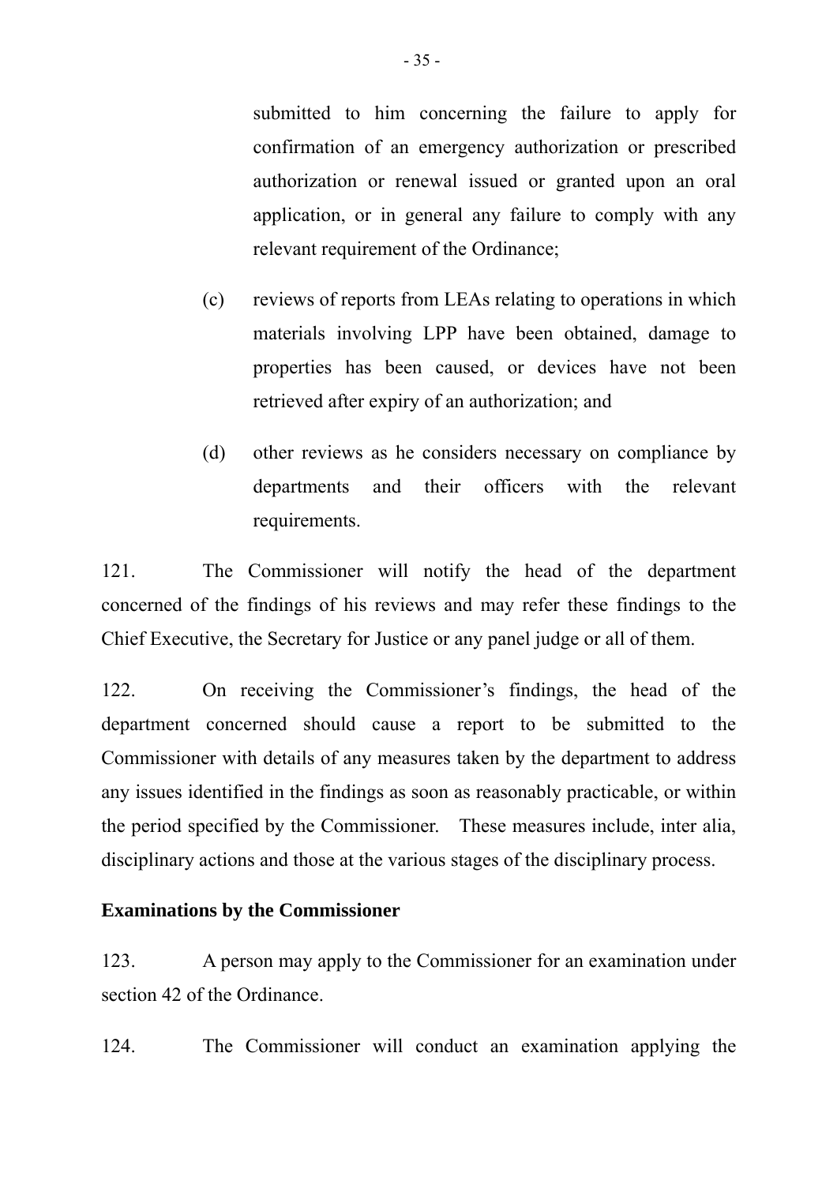submitted to him concerning the failure to apply for confirmation of an emergency authorization or prescribed authorization or renewal issued or granted upon an oral application, or in general any failure to comply with any relevant requirement of the Ordinance;

(c) reviews of reports from LEAs relating to operations in which materials involving LPP have been obtained, damage to properties has been caused, or devices have not been retrieved after expiry of an authorization; and

(d) other reviews as he considers necessary on compliance by departments and their officers with the relevant requirements.

121. The Commissioner will notify the head of the department concerned of the findings of his reviews and may refer these findings to the Chief Executive, the Secretary for Justice or any panel judge or all of them.

122. On receiving the Commissioner's findings, the head of the department concerned should cause a report to be submitted to the Commissioner with details of any measures taken by the department to address any issues identified in the findings as soon as reasonably practicable, or within the period specified by the Commissioner. These measures include, inter alia, disciplinary actions and those at the various stages of the disciplinary process.

**Examinations by the Commissioner**

123. A person may apply to the Commissioner for an examination under section 42 of the Ordinance.

124. The Commissioner will conduct an examination applying the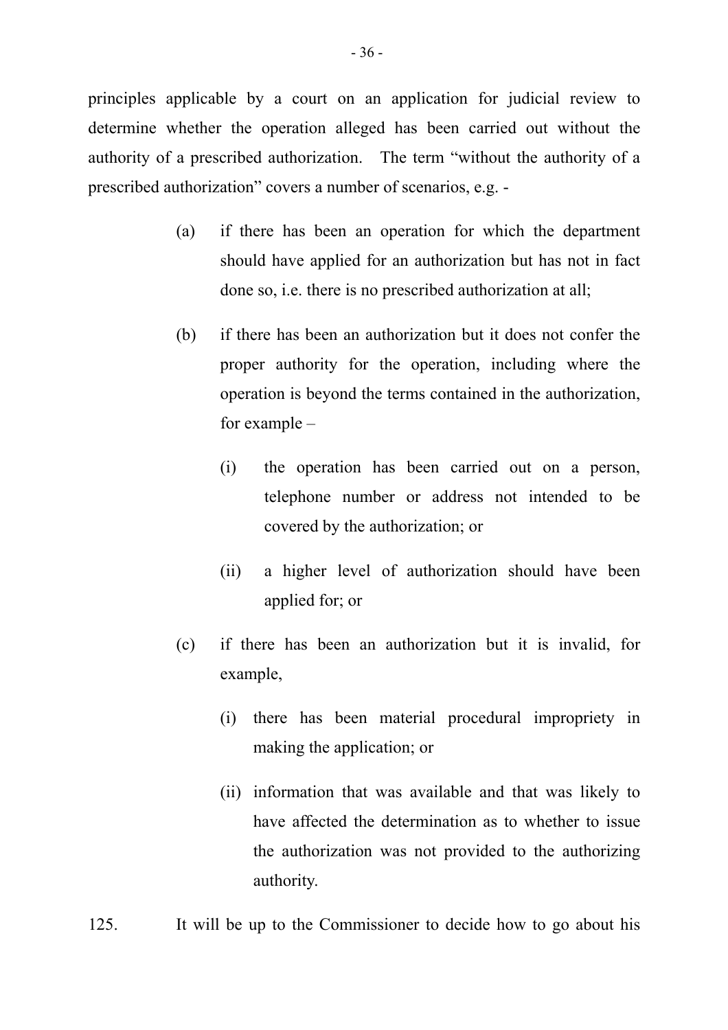principles applicable by a court on an application for judicial review to determine whether the operation alleged has been carried out without the authority of a prescribed authorization. The term "without the authority of a prescribed authorization" covers a number of scenarios, e.g. -

(a) if there has been an operation for which the department should have applied for an authorization but has not in fact done so, i.e. there is no prescribed authorization at all;

(b) if there has been an authorization but it does not confer the proper authority for the operation, including where the operation is beyond the terms contained in the authorization, for example –

  (i) the operation has been carried out on a person, telephone number or address not intended to be covered by the authorization; or

  (ii) a higher level of authorization should have been applied for; or

(c) if there has been an authorization but it is invalid, for example,

  (i) there has been material procedural impropriety in making the application; or

  (ii) information that was available and that was likely to have affected the determination as to whether to issue the authorization was not provided to the authorizing authority.

125. It will be up to the Commissioner to decide how to go about his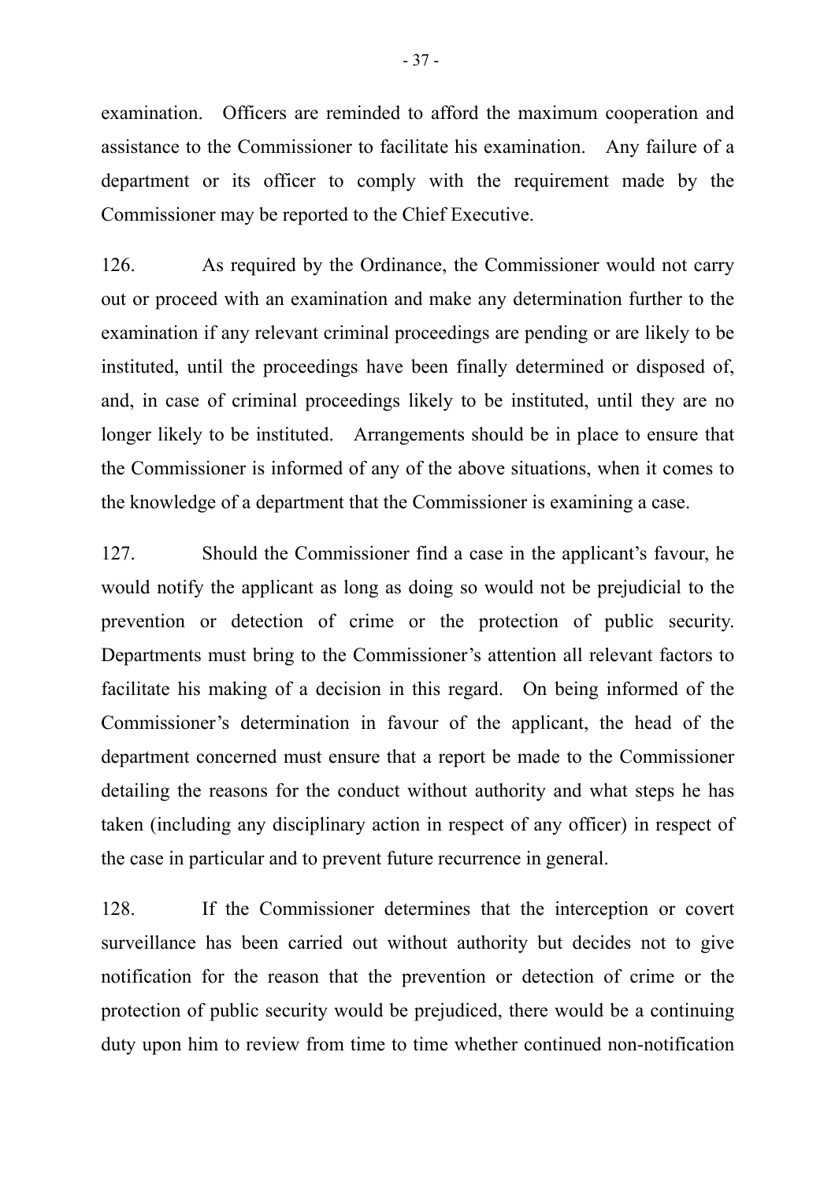examination. Officers are reminded to afford the maximum cooperation and assistance to the Commissioner to facilitate his examination. Any failure of a department or its officer to comply with the requirement made by the Commissioner may be reported to the Chief Executive.

126. As required by the Ordinance, the Commissioner would not carry out or proceed with an examination and make any determination further to the examination if any relevant criminal proceedings are pending or are likely to be instituted, until the proceedings have been finally determined or disposed of, and, in case of criminal proceedings likely to be instituted, until they are no longer likely to be instituted. Arrangements should be in place to ensure that the Commissioner is informed of any of the above situations, when it comes to the knowledge of a department that the Commissioner is examining a case.

127. Should the Commissioner find a case in the applicant's favour, he would notify the applicant as long as doing so would not be prejudicial to the prevention or detection of crime or the protection of public security. Departments must bring to the Commissioner's attention all relevant factors to facilitate his making of a decision in this regard. On being informed of the Commissioner's determination in favour of the applicant, the head of the department concerned must ensure that a report be made to the Commissioner detailing the reasons for the conduct without authority and what steps he has taken (including any disciplinary action in respect of any officer) in respect of the case in particular and to prevent future recurrence in general.

128. If the Commissioner determines that the interception or covert surveillance has been carried out without authority but decides not to give notification for the reason that the prevention or detection of crime or the protection of public security would be prejudiced, there would be a continuing duty upon him to review from time to time whether continued non-notification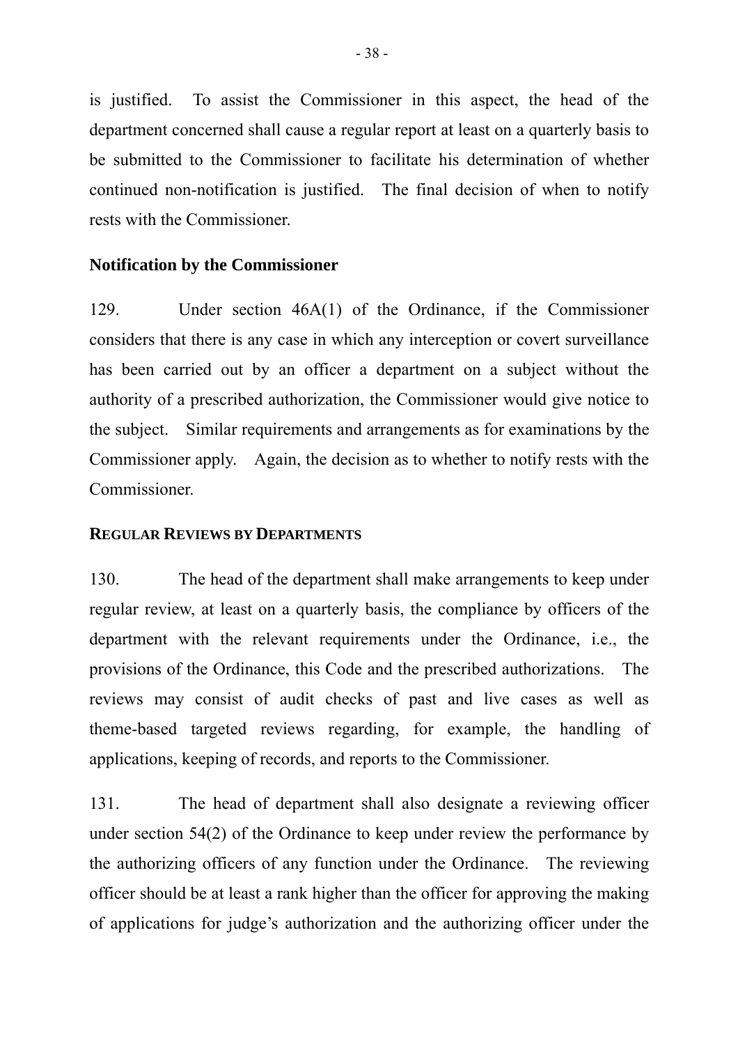is justified. To assist the Commissioner in this aspect, the head of the department concerned shall cause a regular report at least on a quarterly basis to be submitted to the Commissioner to facilitate his determination of whether continued non-notification is justified. The final decision of when to notify rests with the Commissioner.

### Notification by the Commissioner

129. Under section 46A(1) of the Ordinance, if the Commissioner considers that there is any case in which any interception or covert surveillance has been carried out by an officer a department on a subject without the authority of a prescribed authorization, the Commissioner would give notice to the subject. Similar requirements and arrangements as for examinations by the Commissioner apply. Again, the decision as to whether to notify rests with the Commissioner.

## REGULAR REVIEWS BY DEPARTMENTS

130. The head of the department shall make arrangements to keep under regular review, at least on a quarterly basis, the compliance by officers of the department with the relevant requirements under the Ordinance, i.e., the provisions of the Ordinance, this Code and the prescribed authorizations. The reviews may consist of audit checks of past and live cases as well as theme-based targeted reviews regarding, for example, the handling of applications, keeping of records, and reports to the Commissioner.

131. The head of department shall also designate a reviewing officer under section 54(2) of the Ordinance to keep under review the performance by the authorizing officers of any function under the Ordinance. The reviewing officer should be at least a rank higher than the officer for approving the making of applications for judge's authorization and the authorizing officer under the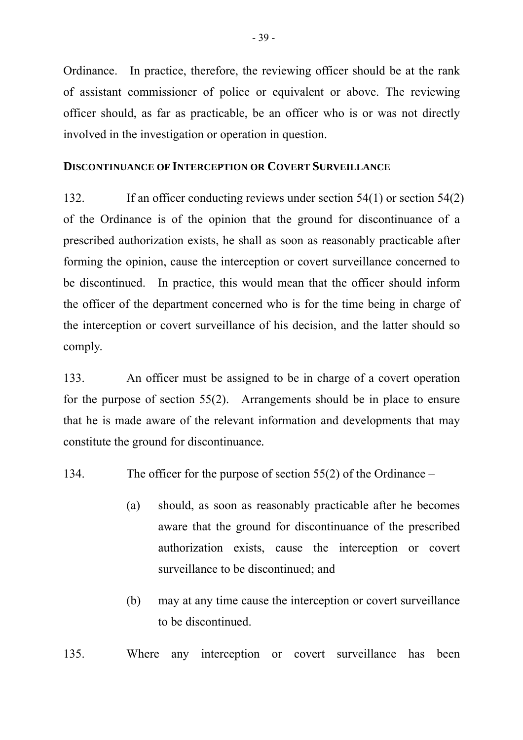Ordinance. In practice, therefore, the reviewing officer should be at the rank of assistant commissioner of police or equivalent or above. The reviewing officer should, as far as practicable, be an officer who is or was not directly involved in the investigation or operation in question.

**DISCONTINUANCE OF INTERCEPTION OR COVERT SURVEILLANCE**

132. If an officer conducting reviews under section 54(1) or section 54(2) of the Ordinance is of the opinion that the ground for discontinuance of a prescribed authorization exists, he shall as soon as reasonably practicable after forming the opinion, cause the interception or covert surveillance concerned to be discontinued. In practice, this would mean that the officer should inform the officer of the department concerned who is for the time being in charge of the interception or covert surveillance of his decision, and the latter should so comply.

133. An officer must be assigned to be in charge of a covert operation for the purpose of section 55(2). Arrangements should be in place to ensure that he is made aware of the relevant information and developments that may constitute the ground for discontinuance.

134. The officer for the purpose of section 55(2) of the Ordinance –

(a) should, as soon as reasonably practicable after he becomes aware that the ground for discontinuance of the prescribed authorization exists, cause the interception or covert surveillance to be discontinued; and

(b) may at any time cause the interception or covert surveillance to be discontinued.

135. Where any interception or covert surveillance has been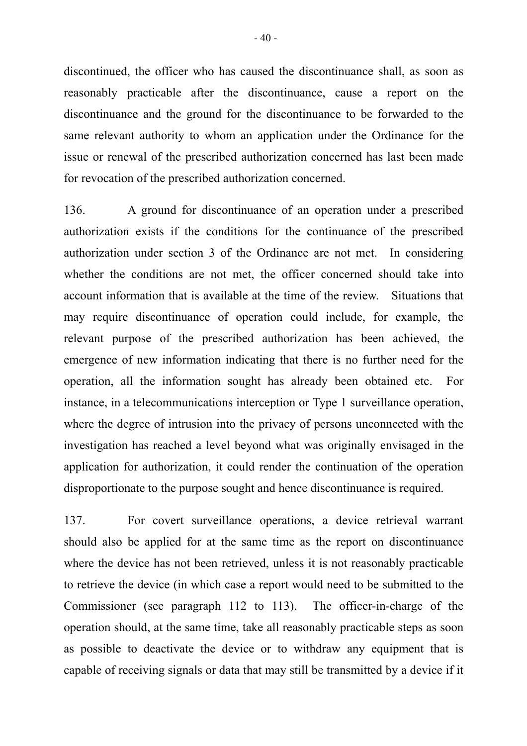discontinued, the officer who has caused the discontinuance shall, as soon as reasonably practicable after the discontinuance, cause a report on the discontinuance and the ground for the discontinuance to be forwarded to the same relevant authority to whom an application under the Ordinance for the issue or renewal of the prescribed authorization concerned has last been made for revocation of the prescribed authorization concerned.

136. A ground for discontinuance of an operation under a prescribed authorization exists if the conditions for the continuance of the prescribed authorization under section 3 of the Ordinance are not met. In considering whether the conditions are not met, the officer concerned should take into account information that is available at the time of the review. Situations that may require discontinuance of operation could include, for example, the relevant purpose of the prescribed authorization has been achieved, the emergence of new information indicating that there is no further need for the operation, all the information sought has already been obtained etc. For instance, in a telecommunications interception or Type 1 surveillance operation, where the degree of intrusion into the privacy of persons unconnected with the investigation has reached a level beyond what was originally envisaged in the application for authorization, it could render the continuation of the operation disproportionate to the purpose sought and hence discontinuance is required.

137. For covert surveillance operations, a device retrieval warrant should also be applied for at the same time as the report on discontinuance where the device has not been retrieved, unless it is not reasonably practicable to retrieve the device (in which case a report would need to be submitted to the Commissioner (see paragraph 112 to 113). The officer-in-charge of the operation should, at the same time, take all reasonably practicable steps as soon as possible to deactivate the device or to withdraw any equipment that is capable of receiving signals or data that may still be transmitted by a device if it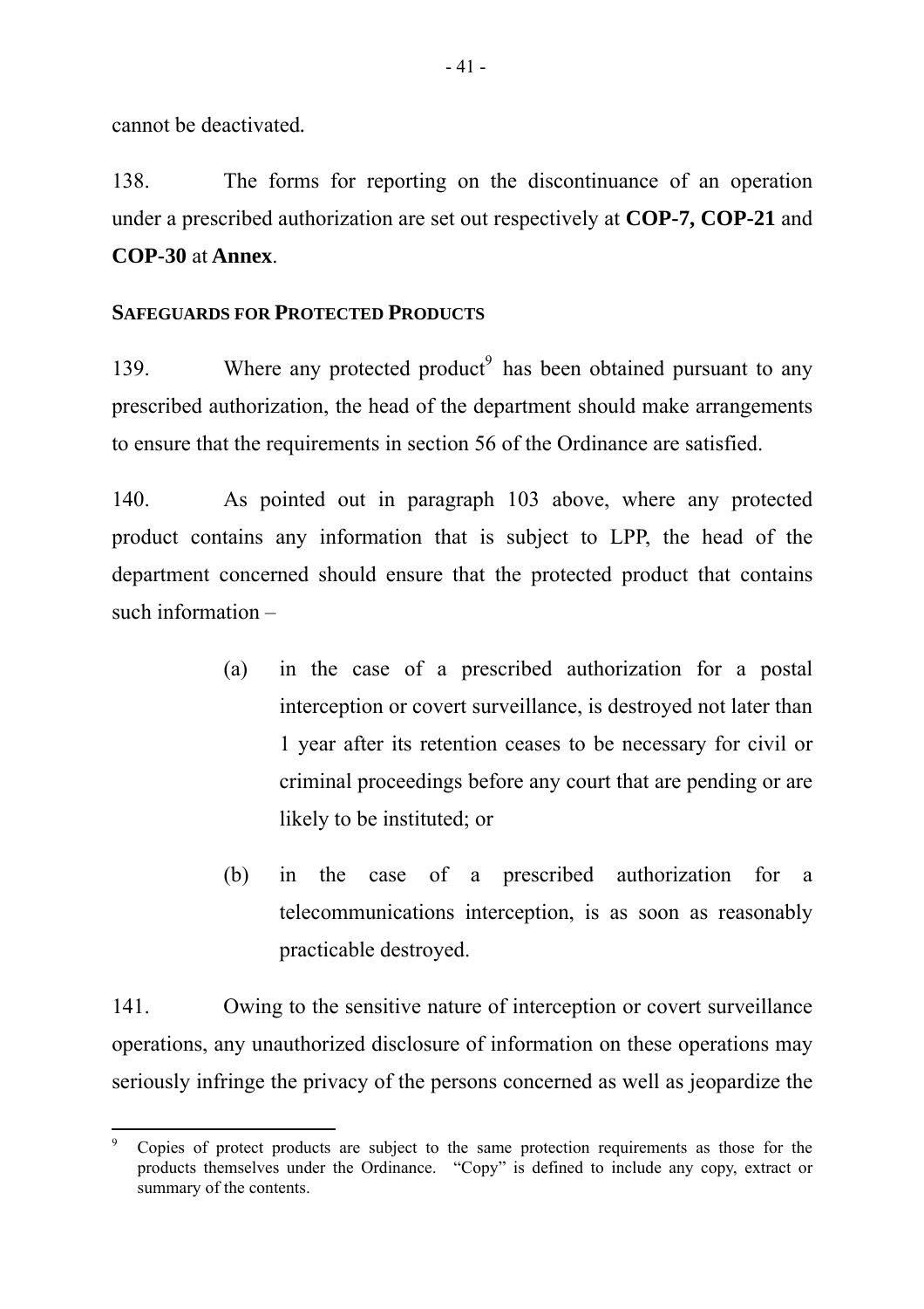cannot be deactivated.

138. The forms for reporting on the discontinuance of an operation under a prescribed authorization are set out respectively at **COP-7, COP-21** and **COP-30** at **Annex**.

### SAFEGUARDS FOR PROTECTED PRODUCTS

139. Where any protected product[9] has been obtained pursuant to any prescribed authorization, the head of the department should make arrangements to ensure that the requirements in section 56 of the Ordinance are satisfied.

140. As pointed out in paragraph 103 above, where any protected product contains any information that is subject to LPP, the head of the department concerned should ensure that the protected product that contains such information –

> (a) in the case of a prescribed authorization for a postal interception or covert surveillance, is destroyed not later than 1 year after its retention ceases to be necessary for civil or criminal proceedings before any court that are pending or are likely to be instituted; or
>
> (b) in the case of a prescribed authorization for a telecommunications interception, is as soon as reasonably practicable destroyed.

141. Owing to the sensitive nature of interception or covert surveillance operations, any unauthorized disclosure of information on these operations may seriously infringe the privacy of the persons concerned as well as jeopardize the

---

[9] Copies of protect products are subject to the same protection requirements as those for the products themselves under the Ordinance. "Copy" is defined to include any copy, extract or summary of the contents.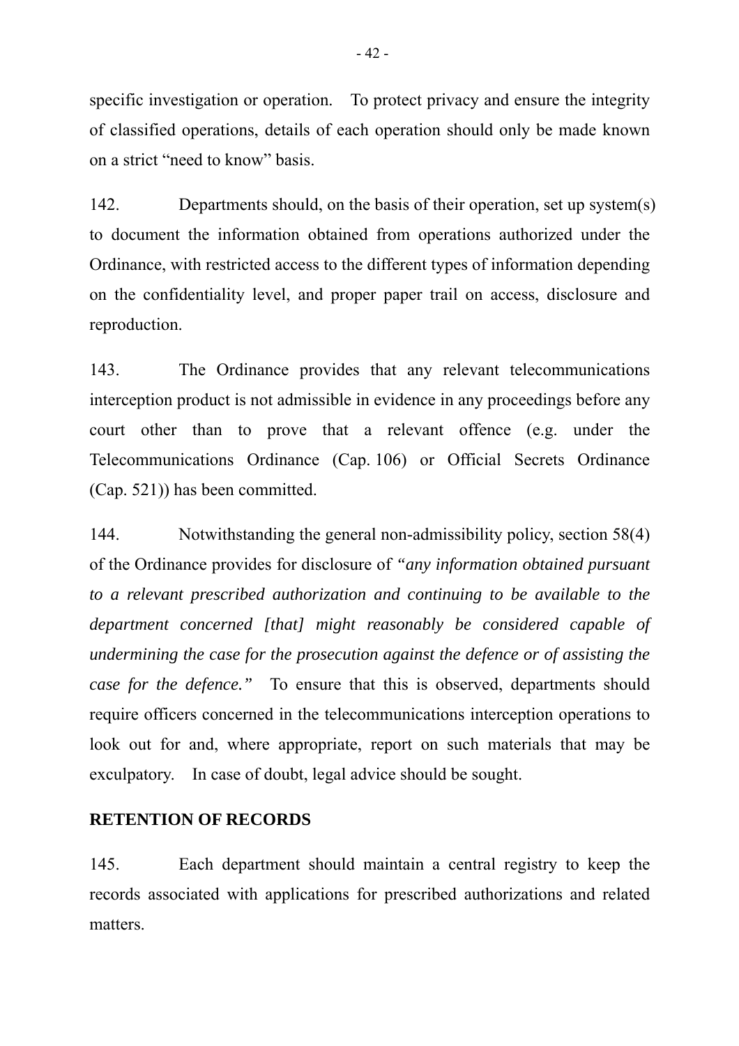specific investigation or operation. To protect privacy and ensure the integrity of classified operations, details of each operation should only be made known on a strict "need to know" basis.

142. Departments should, on the basis of their operation, set up system(s) to document the information obtained from operations authorized under the Ordinance, with restricted access to the different types of information depending on the confidentiality level, and proper paper trail on access, disclosure and reproduction.

143. The Ordinance provides that any relevant telecommunications interception product is not admissible in evidence in any proceedings before any court other than to prove that a relevant offence (e.g. under the Telecommunications Ordinance (Cap. 106) or Official Secrets Ordinance (Cap. 521)) has been committed.

144. Notwithstanding the general non-admissibility policy, section 58(4) of the Ordinance provides for disclosure of *"any information obtained pursuant to a relevant prescribed authorization and continuing to be available to the department concerned [that] might reasonably be considered capable of undermining the case for the prosecution against the defence or of assisting the case for the defence."* To ensure that this is observed, departments should require officers concerned in the telecommunications interception operations to look out for and, where appropriate, report on such materials that may be exculpatory. In case of doubt, legal advice should be sought.

**RETENTION OF RECORDS**

145. Each department should maintain a central registry to keep the records associated with applications for prescribed authorizations and related matters.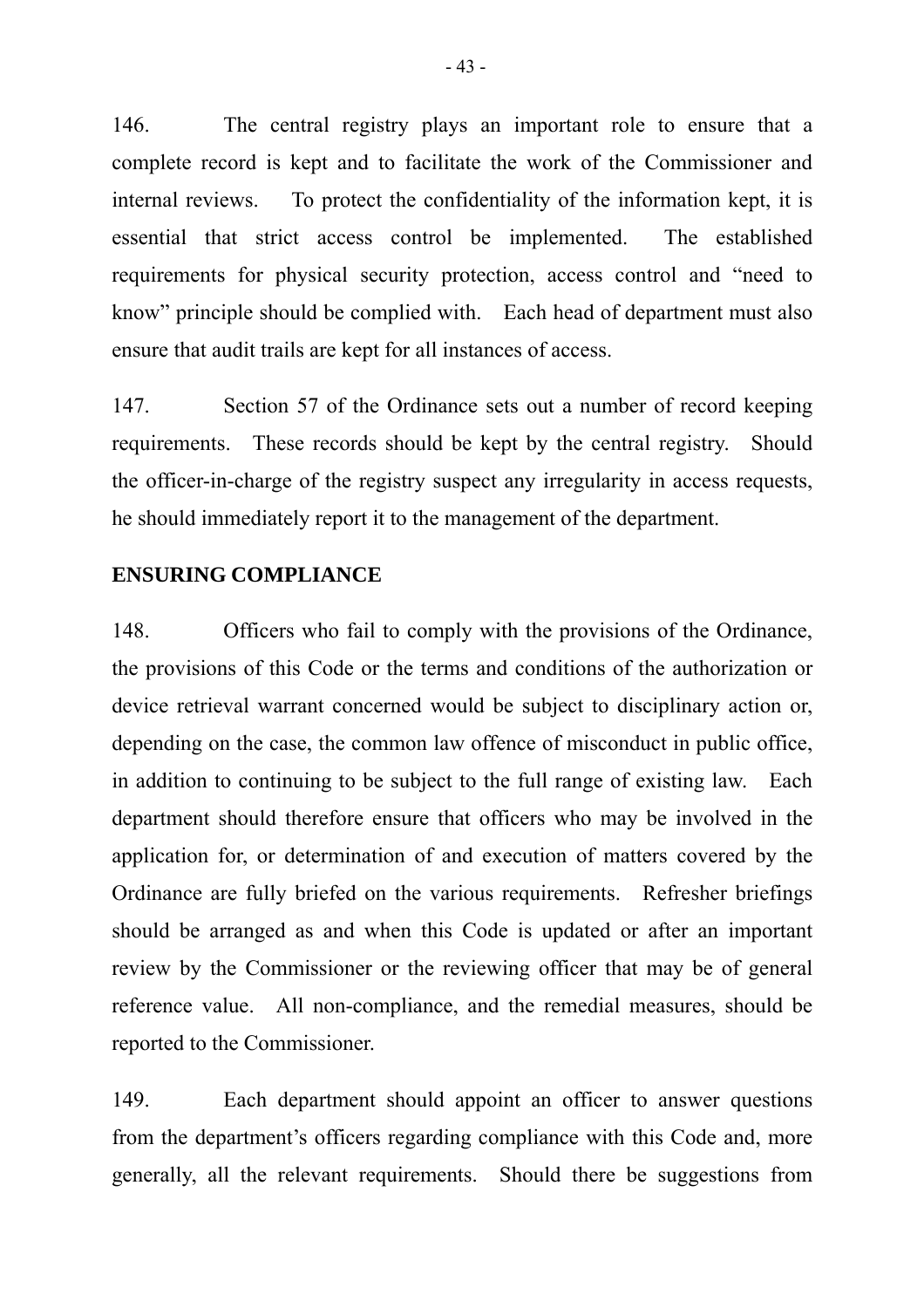146. The central registry plays an important role to ensure that a complete record is kept and to facilitate the work of the Commissioner and internal reviews. To protect the confidentiality of the information kept, it is essential that strict access control be implemented. The established requirements for physical security protection, access control and "need to know" principle should be complied with. Each head of department must also ensure that audit trails are kept for all instances of access.

147. Section 57 of the Ordinance sets out a number of record keeping requirements. These records should be kept by the central registry. Should the officer-in-charge of the registry suspect any irregularity in access requests, he should immediately report it to the management of the department.

## ENSURING COMPLIANCE

148. Officers who fail to comply with the provisions of the Ordinance, the provisions of this Code or the terms and conditions of the authorization or device retrieval warrant concerned would be subject to disciplinary action or, depending on the case, the common law offence of misconduct in public office, in addition to continuing to be subject to the full range of existing law. Each department should therefore ensure that officers who may be involved in the application for, or determination of and execution of matters covered by the Ordinance are fully briefed on the various requirements. Refresher briefings should be arranged as and when this Code is updated or after an important review by the Commissioner or the reviewing officer that may be of general reference value. All non-compliance, and the remedial measures, should be reported to the Commissioner.

149. Each department should appoint an officer to answer questions from the department's officers regarding compliance with this Code and, more generally, all the relevant requirements. Should there be suggestions from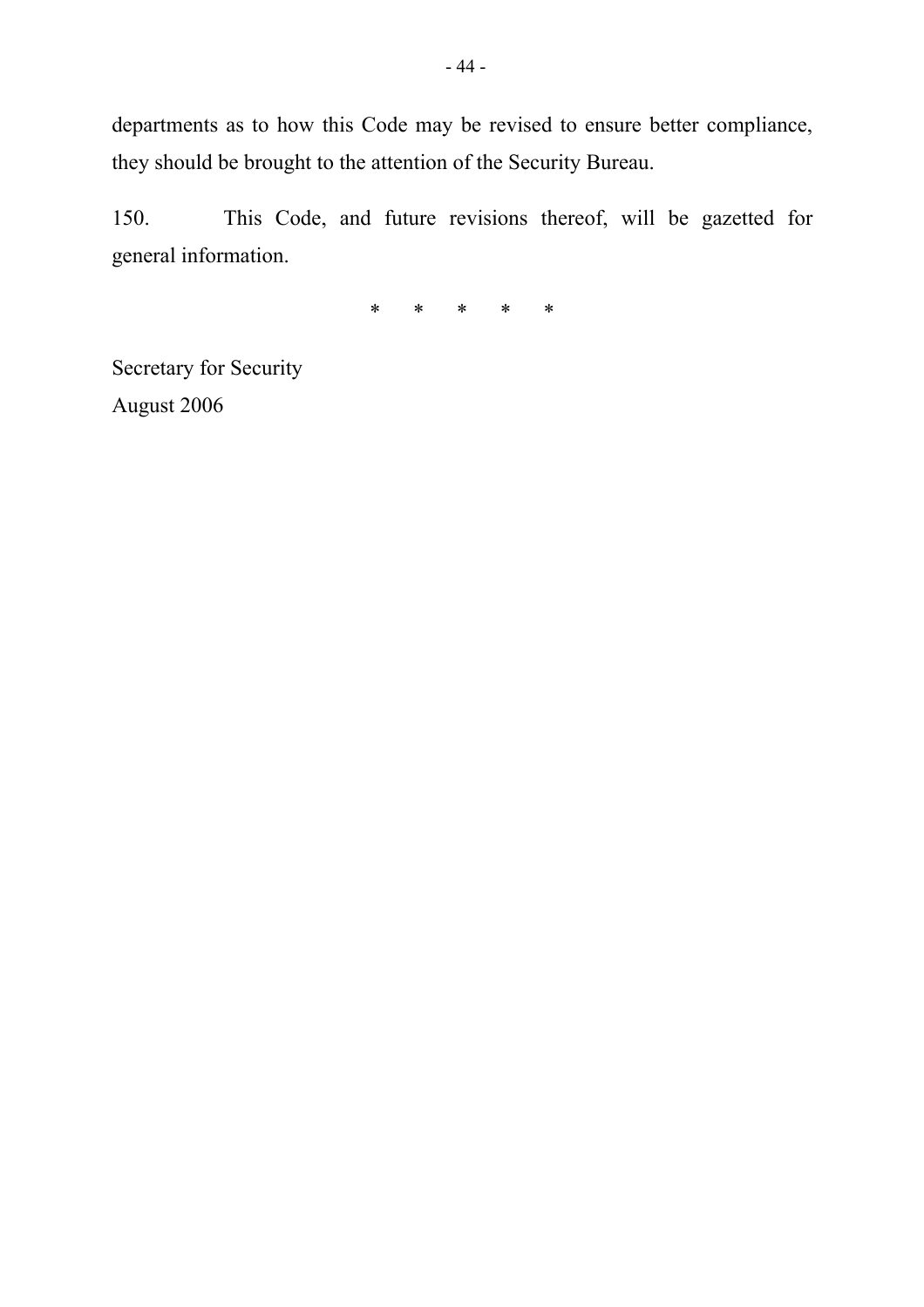departments as to how this Code may be revised to ensure better compliance, they should be brought to the attention of the Security Bureau.

150. This Code, and future revisions thereof, will be gazetted for general information.

\* \* \* \* \*

Secretary for Security
August 2006